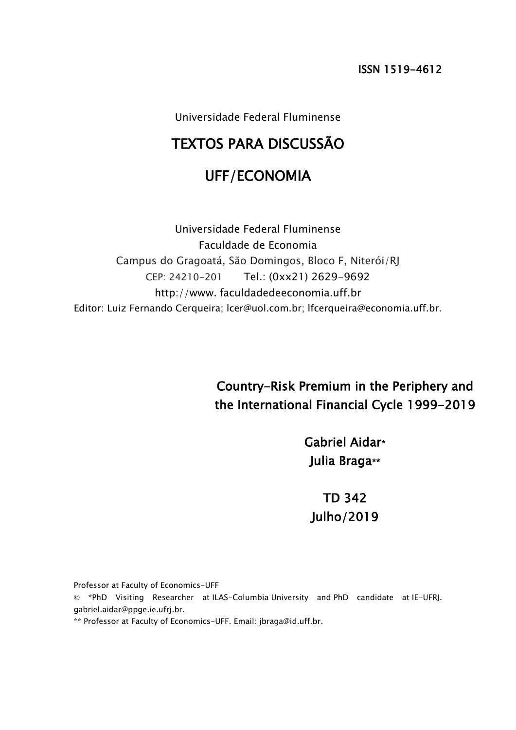ISSN 1519-4612

Universidade Federal Fluminense

# TEXTOS PARA DISCUSSÃO

# UFF/ECONOMIA

Universidade Federal Fluminense
Faculdade de Economia
Campus do Gragoatá, São Domingos, Bloco F, Niterói/RJ
CEP: 24210-201 Tel.: (0xx21) 2629-9692
http://www. faculdadedeeconomia.uff.br
Editor: Luiz Fernando Cerqueira; lcer@uol.com.br; lfcerqueira@economia.uff.br.

## Country-Risk Premium in the Periphery and the International Financial Cycle 1999-2019

**Gabriel Aidar***
**Julia Braga****

**TD 342**
**Julho/2019**

Professor at Faculty of Economics-UFF

© *PhD Visiting Researcher at ILAS-Columbia University and PhD candidate at IE-UFRJ. gabriel.aidar@ppge.ie.ufrj.br.

** Professor at Faculty of Economics-UFF. Email: jbraga@id.uff.br.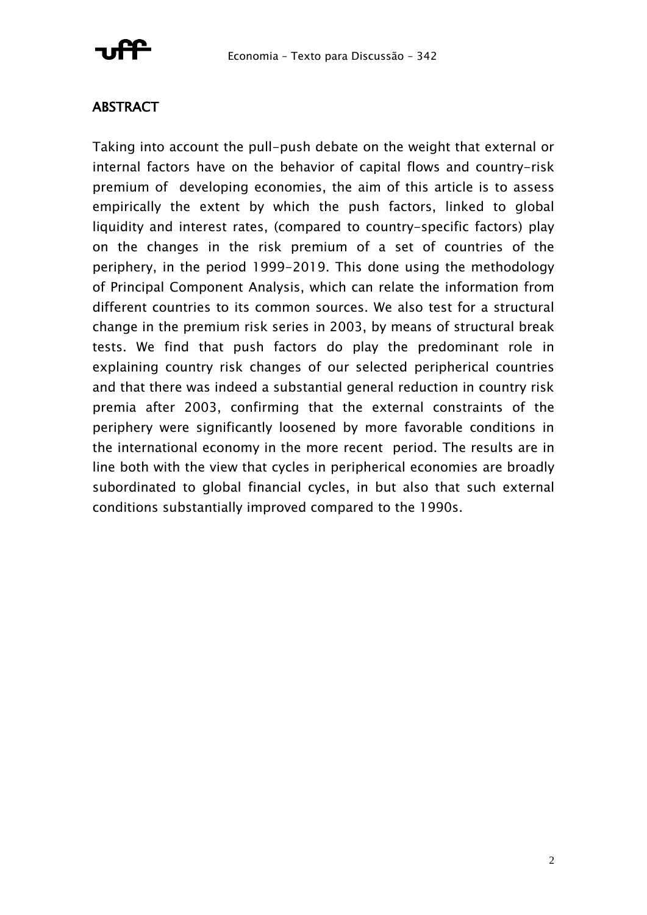## ABSTRACT

Taking into account the pull-push debate on the weight that external or internal factors have on the behavior of capital flows and country-risk premium of developing economies, the aim of this article is to assess empirically the extent by which the push factors, linked to global liquidity and interest rates, (compared to country-specific factors) play on the changes in the risk premium of a set of countries of the periphery, in the period 1999-2019. This done using the methodology of Principal Component Analysis, which can relate the information from different countries to its common sources. We also test for a structural change in the premium risk series in 2003, by means of structural break tests. We find that push factors do play the predominant role in explaining country risk changes of our selected peripherical countries and that there was indeed a substantial general reduction in country risk premia after 2003, confirming that the external constraints of the periphery were significantly loosened by more favorable conditions in the international economy in the more recent period. The results are in line both with the view that cycles in peripherical economies are broadly subordinated to global financial cycles, in but also that such external conditions substantially improved compared to the 1990s.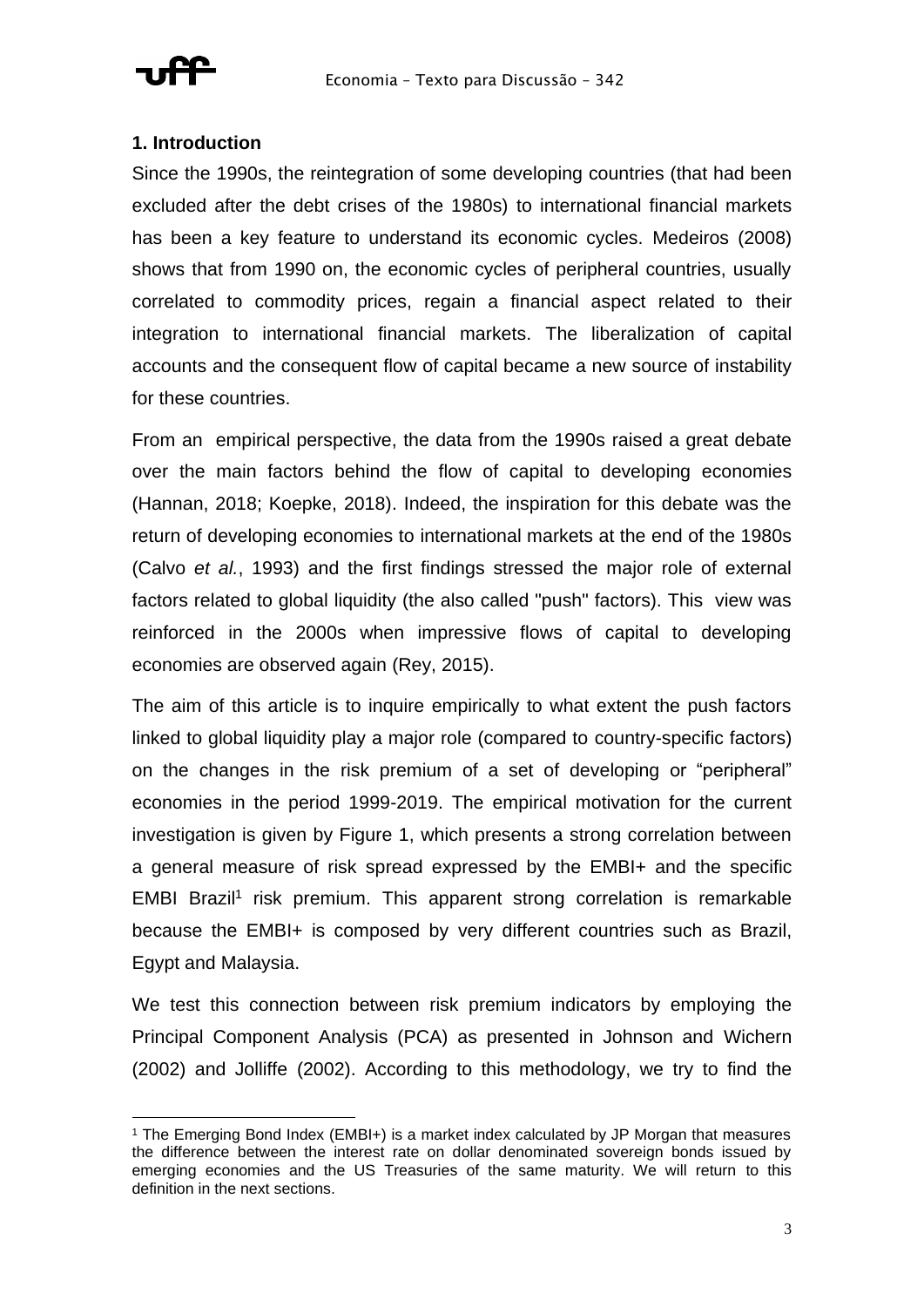## 1. Introduction

Since the 1990s, the reintegration of some developing countries (that had been excluded after the debt crises of the 1980s) to international financial markets has been a key feature to understand its economic cycles. Medeiros (2008) shows that from 1990 on, the economic cycles of peripheral countries, usually correlated to commodity prices, regain a financial aspect related to their integration to international financial markets. The liberalization of capital accounts and the consequent flow of capital became a new source of instability for these countries.

From an empirical perspective, the data from the 1990s raised a great debate over the main factors behind the flow of capital to developing economies (Hannan, 2018; Koepke, 2018). Indeed, the inspiration for this debate was the return of developing economies to international markets at the end of the 1980s (Calvo *et al.*, 1993) and the first findings stressed the major role of external factors related to global liquidity (the also called "push" factors). This view was reinforced in the 2000s when impressive flows of capital to developing economies are observed again (Rey, 2015).

The aim of this article is to inquire empirically to what extent the push factors linked to global liquidity play a major role (compared to country-specific factors) on the changes in the risk premium of a set of developing or "peripheral" economies in the period 1999-2019. The empirical motivation for the current investigation is given by Figure 1, which presents a strong correlation between a general measure of risk spread expressed by the EMBI+ and the specific EMBI Brazil[1] risk premium. This apparent strong correlation is remarkable because the EMBI+ is composed by very different countries such as Brazil, Egypt and Malaysia.

We test this connection between risk premium indicators by employing the Principal Component Analysis (PCA) as presented in Johnson and Wichern (2002) and Jolliffe (2002). According to this methodology, we try to find the

[1] The Emerging Bond Index (EMBI+) is a market index calculated by JP Morgan that measures the difference between the interest rate on dollar denominated sovereign bonds issued by emerging economies and the US Treasuries of the same maturity. We will return to this definition in the next sections.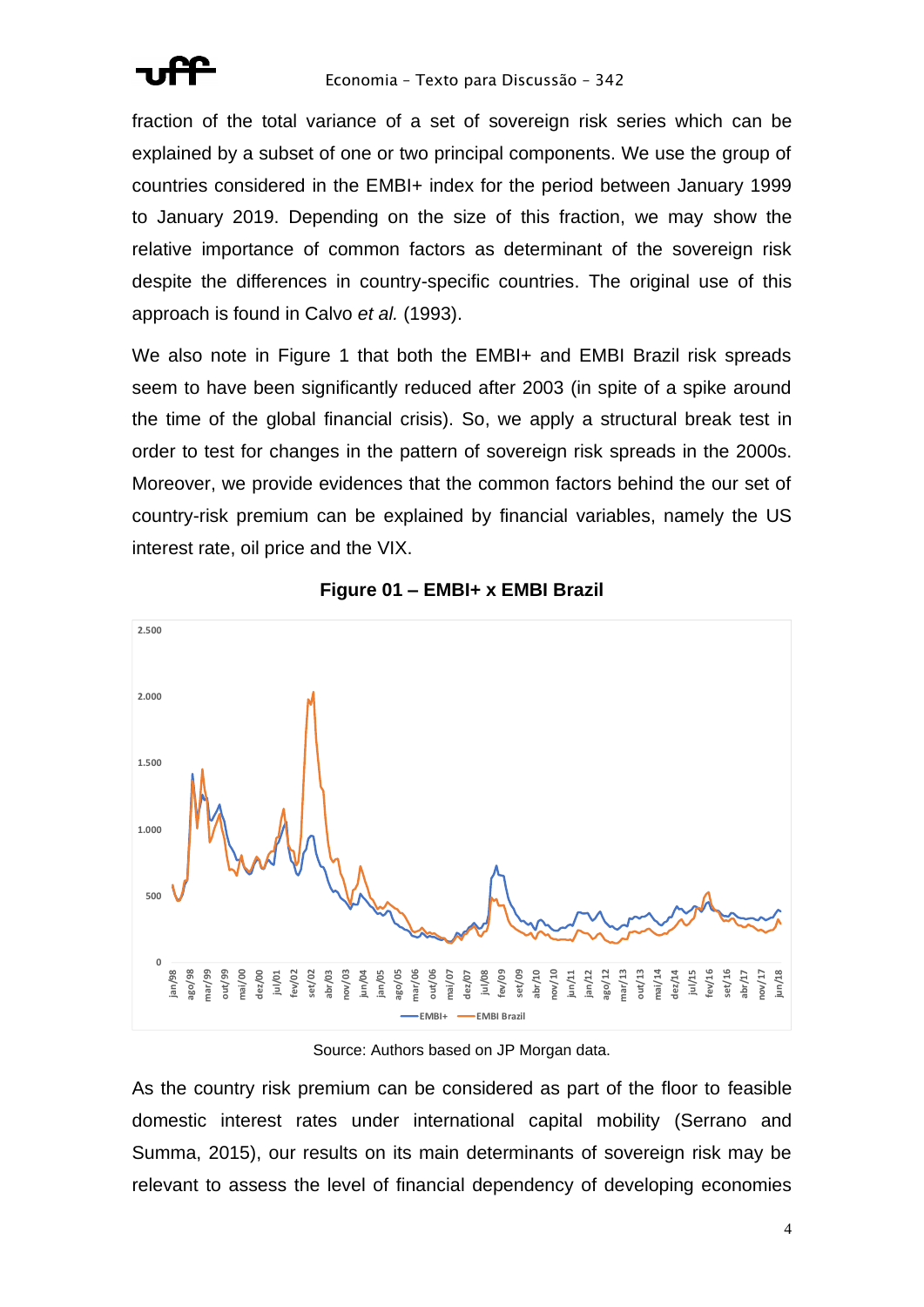fraction of the total variance of a set of sovereign risk series which can be explained by a subset of one or two principal components. We use the group of countries considered in the EMBI+ index for the period between January 1999 to January 2019. Depending on the size of this fraction, we may show the relative importance of common factors as determinant of the sovereign risk despite the differences in country-specific countries. The original use of this approach is found in Calvo *et al.* (1993).

We also note in Figure 1 that both the EMBI+ and EMBI Brazil risk spreads seem to have been significantly reduced after 2003 (in spite of a spike around the time of the global financial crisis). So, we apply a structural break test in order to test for changes in the pattern of sovereign risk spreads in the 2000s. Moreover, we provide evidences that the common factors behind the our set of country-risk premium can be explained by financial variables, namely the US interest rate, oil price and the VIX.

**Figure 01 – EMBI+ x EMBI Brazil**

Source: Authors based on JP Morgan data.

As the country risk premium can be considered as part of the floor to feasible domestic interest rates under international capital mobility (Serrano and Summa, 2015), our results on its main determinants of sovereign risk may be relevant to assess the level of financial dependency of developing economies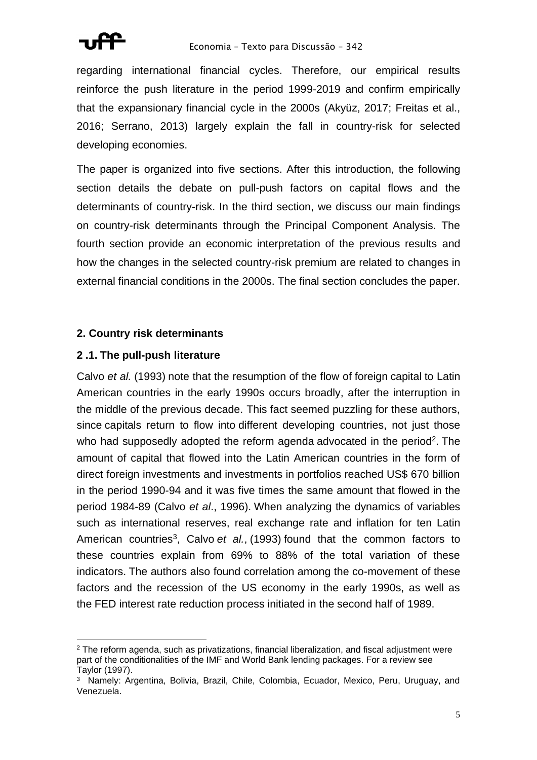regarding international financial cycles. Therefore, our empirical results reinforce the push literature in the period 1999-2019 and confirm empirically that the expansionary financial cycle in the 2000s (Akyüz, 2017; Freitas et al., 2016; Serrano, 2013) largely explain the fall in country-risk for selected developing economies.

The paper is organized into five sections. After this introduction, the following section details the debate on pull-push factors on capital flows and the determinants of country-risk. In the third section, we discuss our main findings on country-risk determinants through the Principal Component Analysis. The fourth section provide an economic interpretation of the previous results and how the changes in the selected country-risk premium are related to changes in external financial conditions in the 2000s. The final section concludes the paper.

## 2. Country risk determinants

### 2 .1. The pull-push literature

Calvo *et al.* (1993) note that the resumption of the flow of foreign capital to Latin American countries in the early 1990s occurs broadly, after the interruption in the middle of the previous decade. This fact seemed puzzling for these authors, since capitals return to flow into different developing countries, not just those who had supposedly adopted the reform agenda advocated in the period[2]. The amount of capital that flowed into the Latin American countries in the form of direct foreign investments and investments in portfolios reached US$ 670 billion in the period 1990-94 and it was five times the same amount that flowed in the period 1984-89 (Calvo *et al*., 1996). When analyzing the dynamics of variables such as international reserves, real exchange rate and inflation for ten Latin American countries[3], Calvo *et al.*, (1993) found that the common factors to these countries explain from 69% to 88% of the total variation of these indicators. The authors also found correlation among the co-movement of these factors and the recession of the US economy in the early 1990s, as well as the FED interest rate reduction process initiated in the second half of 1989.

---

[2] The reform agenda, such as privatizations, financial liberalization, and fiscal adjustment were part of the conditionalities of the IMF and World Bank lending packages. For a review see Taylor (1997).

[3] Namely: Argentina, Bolivia, Brazil, Chile, Colombia, Ecuador, Mexico, Peru, Uruguay, and Venezuela.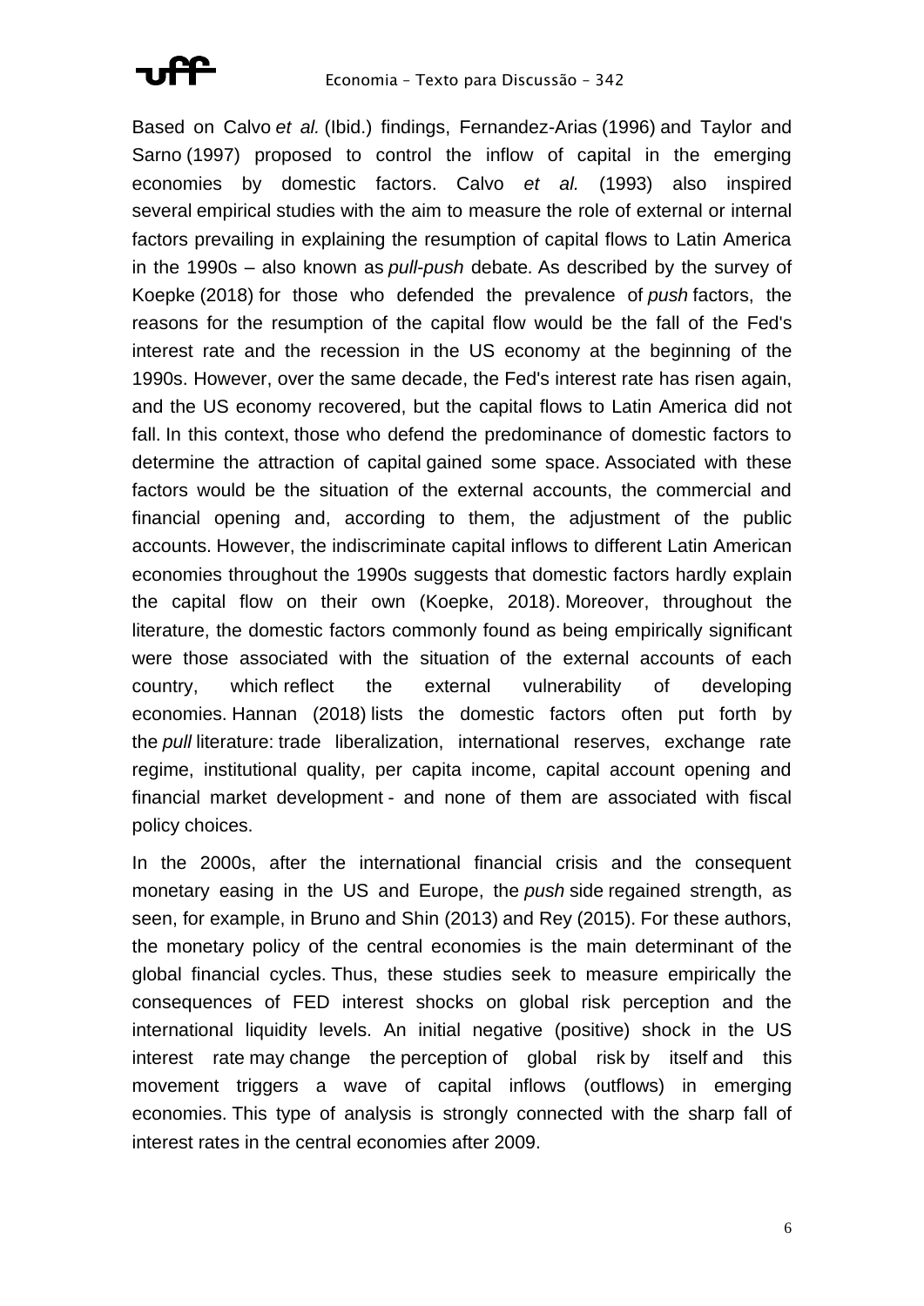Based on Calvo *et al.* (Ibid.) findings, Fernandez-Arias (1996) and Taylor and Sarno (1997) proposed to control the inflow of capital in the emerging economies by domestic factors. Calvo *et al.* (1993) also inspired several empirical studies with the aim to measure the role of external or internal factors prevailing in explaining the resumption of capital flows to Latin America in the 1990s – also known as *pull-push* debate. As described by the survey of Koepke (2018) for those who defended the prevalence of *push* factors, the reasons for the resumption of the capital flow would be the fall of the Fed's interest rate and the recession in the US economy at the beginning of the 1990s. However, over the same decade, the Fed's interest rate has risen again, and the US economy recovered, but the capital flows to Latin America did not fall. In this context, those who defend the predominance of domestic factors to determine the attraction of capital gained some space. Associated with these factors would be the situation of the external accounts, the commercial and financial opening and, according to them, the adjustment of the public accounts. However, the indiscriminate capital inflows to different Latin American economies throughout the 1990s suggests that domestic factors hardly explain the capital flow on their own (Koepke, 2018). Moreover, throughout the literature, the domestic factors commonly found as being empirically significant were those associated with the situation of the external accounts of each country, which reflect the external vulnerability of developing economies. Hannan (2018) lists the domestic factors often put forth by the *pull* literature: trade liberalization, international reserves, exchange rate regime, institutional quality, per capita income, capital account opening and financial market development - and none of them are associated with fiscal policy choices.

In the 2000s, after the international financial crisis and the consequent monetary easing in the US and Europe, the *push* side regained strength, as seen, for example, in Bruno and Shin (2013) and Rey (2015). For these authors, the monetary policy of the central economies is the main determinant of the global financial cycles. Thus, these studies seek to measure empirically the consequences of FED interest shocks on global risk perception and the international liquidity levels. An initial negative (positive) shock in the US interest rate may change the perception of global risk by itself and this movement triggers a wave of capital inflows (outflows) in emerging economies. This type of analysis is strongly connected with the sharp fall of interest rates in the central economies after 2009.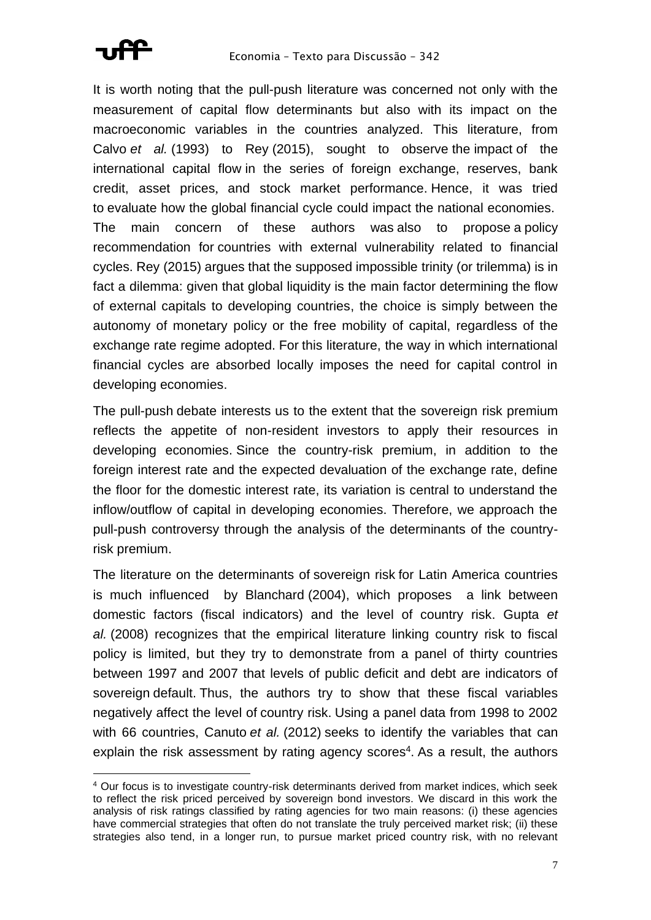It is worth noting that the pull-push literature was concerned not only with the measurement of capital flow determinants but also with its impact on the macroeconomic variables in the countries analyzed. This literature, from Calvo *et al.* (1993) to Rey (2015), sought to observe the impact of the international capital flow in the series of foreign exchange, reserves, bank credit, asset prices, and stock market performance. Hence, it was tried to evaluate how the global financial cycle could impact the national economies. The main concern of these authors was also to propose a policy recommendation for countries with external vulnerability related to financial cycles. Rey (2015) argues that the supposed impossible trinity (or trilemma) is in fact a dilemma: given that global liquidity is the main factor determining the flow of external capitals to developing countries, the choice is simply between the autonomy of monetary policy or the free mobility of capital, regardless of the exchange rate regime adopted. For this literature, the way in which international financial cycles are absorbed locally imposes the need for capital control in developing economies.

The pull-push debate interests us to the extent that the sovereign risk premium reflects the appetite of non-resident investors to apply their resources in developing economies. Since the country-risk premium, in addition to the foreign interest rate and the expected devaluation of the exchange rate, define the floor for the domestic interest rate, its variation is central to understand the inflow/outflow of capital in developing economies. Therefore, we approach the pull-push controversy through the analysis of the determinants of the country-risk premium.

The literature on the determinants of sovereign risk for Latin America countries is much influenced by Blanchard (2004), which proposes a link between domestic factors (fiscal indicators) and the level of country risk. Gupta *et al.* (2008) recognizes that the empirical literature linking country risk to fiscal policy is limited, but they try to demonstrate from a panel of thirty countries between 1997 and 2007 that levels of public deficit and debt are indicators of sovereign default. Thus, the authors try to show that these fiscal variables negatively affect the level of country risk. Using a panel data from 1998 to 2002 with 66 countries, Canuto *et al.* (2012) seeks to identify the variables that can explain the risk assessment by rating agency scores[4]. As a result, the authors

[4] Our focus is to investigate country-risk determinants derived from market indices, which seek to reflect the risk priced perceived by sovereign bond investors. We discard in this work the analysis of risk ratings classified by rating agencies for two main reasons: (i) these agencies have commercial strategies that often do not translate the truly perceived market risk; (ii) these strategies also tend, in a longer run, to pursue market priced country risk, with no relevant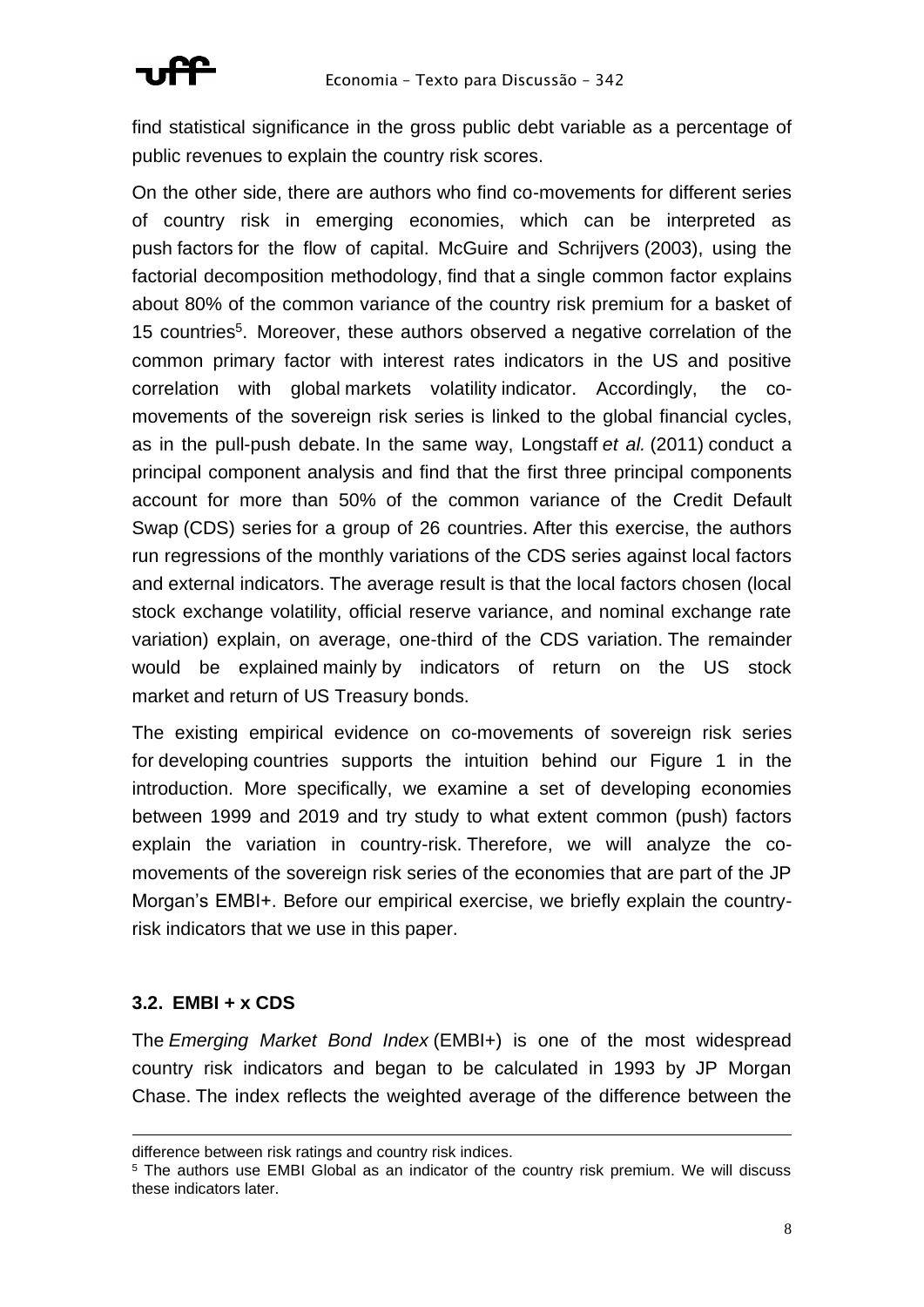find statistical significance in the gross public debt variable as a percentage of public revenues to explain the country risk scores.

On the other side, there are authors who find co-movements for different series of country risk in emerging economies, which can be interpreted as push factors for the flow of capital. McGuire and Schrijvers (2003), using the factorial decomposition methodology, find that a single common factor explains about 80% of the common variance of the country risk premium for a basket of 15 countries[5]. Moreover, these authors observed a negative correlation of the common primary factor with interest rates indicators in the US and positive correlation with global markets volatility indicator. Accordingly, the co-movements of the sovereign risk series is linked to the global financial cycles, as in the pull-push debate. In the same way, Longstaff *et al.* (2011) conduct a principal component analysis and find that the first three principal components account for more than 50% of the common variance of the Credit Default Swap (CDS) series for a group of 26 countries. After this exercise, the authors run regressions of the monthly variations of the CDS series against local factors and external indicators. The average result is that the local factors chosen (local stock exchange volatility, official reserve variance, and nominal exchange rate variation) explain, on average, one-third of the CDS variation. The remainder would be explained mainly by indicators of return on the US stock market and return of US Treasury bonds.

The existing empirical evidence on co-movements of sovereign risk series for developing countries supports the intuition behind our Figure 1 in the introduction. More specifically, we examine a set of developing economies between 1999 and 2019 and try study to what extent common (push) factors explain the variation in country-risk. Therefore, we will analyze the co-movements of the sovereign risk series of the economies that are part of the JP Morgan's EMBI+. Before our empirical exercise, we briefly explain the country-risk indicators that we use in this paper.

### 3.2. EMBI + x CDS

The *Emerging Market Bond Index* (EMBI+) is one of the most widespread country risk indicators and began to be calculated in 1993 by JP Morgan Chase. The index reflects the weighted average of the difference between the

---

difference between risk ratings and country risk indices.

[5] The authors use EMBI Global as an indicator of the country risk premium. We will discuss these indicators later.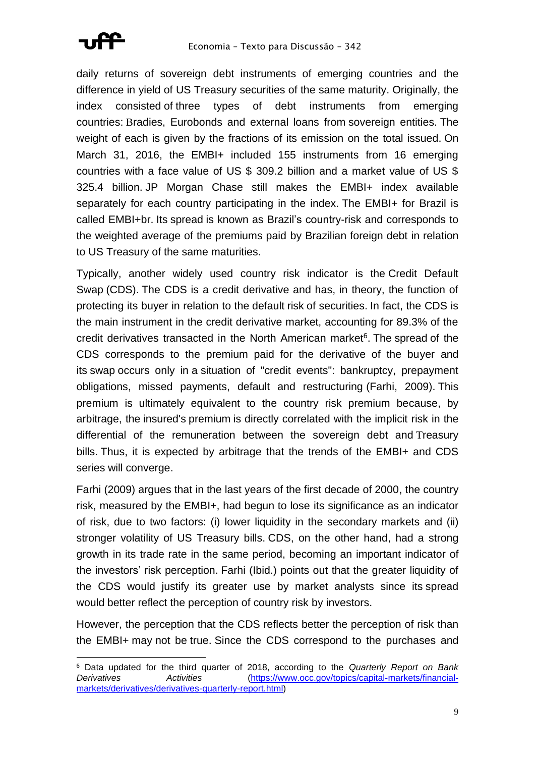daily returns of sovereign debt instruments of emerging countries and the difference in yield of US Treasury securities of the same maturity. Originally, the index consisted of three types of debt instruments from emerging countries: Bradies, Eurobonds and external loans from sovereign entities. The weight of each is given by the fractions of its emission on the total issued. On March 31, 2016, the EMBI+ included 155 instruments from 16 emerging countries with a face value of US $ 309.2 billion and a market value of US $ 325.4 billion. JP Morgan Chase still makes the EMBI+ index available separately for each country participating in the index. The EMBI+ for Brazil is called EMBI+br. Its spread is known as Brazil's country-risk and corresponds to the weighted average of the premiums paid by Brazilian foreign debt in relation to US Treasury of the same maturities.

Typically, another widely used country risk indicator is the Credit Default Swap (CDS). The CDS is a credit derivative and has, in theory, the function of protecting its buyer in relation to the default risk of securities. In fact, the CDS is the main instrument in the credit derivative market, accounting for 89.3% of the credit derivatives transacted in the North American market[6]. The spread of the CDS corresponds to the premium paid for the derivative of the buyer and its swap occurs only in a situation of "credit events": bankruptcy, prepayment obligations, missed payments, default and restructuring (Farhi, 2009). This premium is ultimately equivalent to the country risk premium because, by arbitrage, the insured's premium is directly correlated with the implicit risk in the differential of the remuneration between the sovereign debt and Treasury bills. Thus, it is expected by arbitrage that the trends of the EMBI+ and CDS series will converge.

Farhi (2009) argues that in the last years of the first decade of 2000, the country risk, measured by the EMBI+, had begun to lose its significance as an indicator of risk, due to two factors: (i) lower liquidity in the secondary markets and (ii) stronger volatility of US Treasury bills. CDS, on the other hand, had a strong growth in its trade rate in the same period, becoming an important indicator of the investors' risk perception. Farhi (Ibid.) points out that the greater liquidity of the CDS would justify its greater use by market analysts since its spread would better reflect the perception of country risk by investors.

However, the perception that the CDS reflects better the perception of risk than the EMBI+ may not be true. Since the CDS correspond to the purchases and

[6] Data updated for the third quarter of 2018, according to the *Quarterly Report on Bank Derivatives Activities* (https://www.occ.gov/topics/capital-markets/financial-markets/derivatives/derivatives-quarterly-report.html)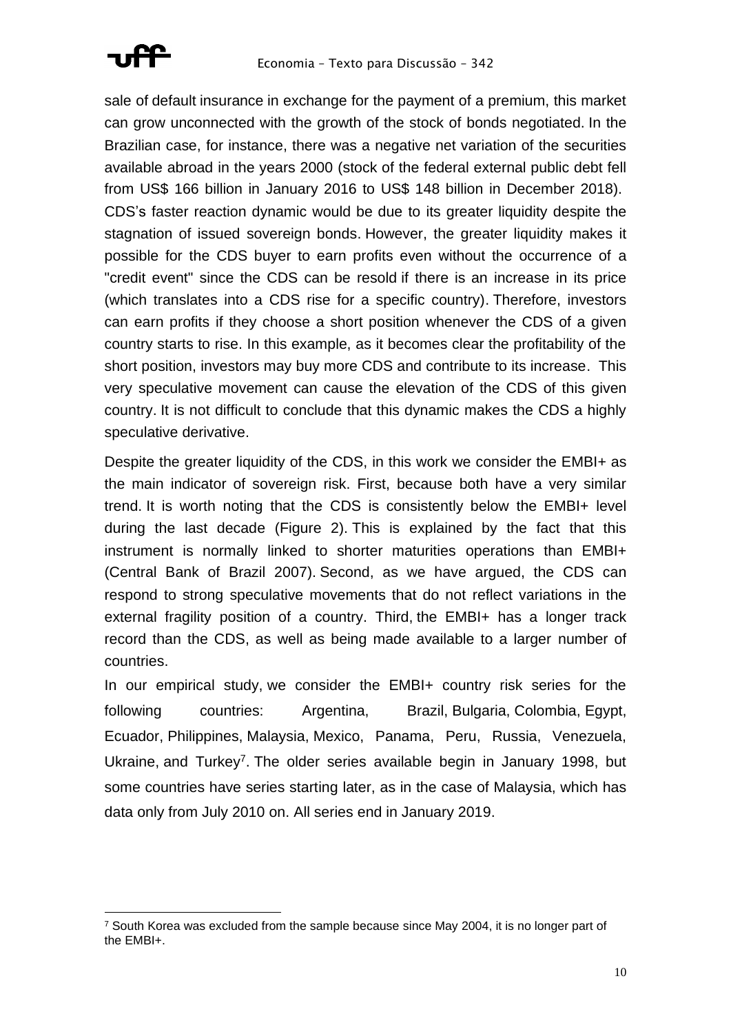sale of default insurance in exchange for the payment of a premium, this market can grow unconnected with the growth of the stock of bonds negotiated. In the Brazilian case, for instance, there was a negative net variation of the securities available abroad in the years 2000 (stock of the federal external public debt fell from US$ 166 billion in January 2016 to US$ 148 billion in December 2018). CDS's faster reaction dynamic would be due to its greater liquidity despite the stagnation of issued sovereign bonds. However, the greater liquidity makes it possible for the CDS buyer to earn profits even without the occurrence of a "credit event" since the CDS can be resold if there is an increase in its price (which translates into a CDS rise for a specific country). Therefore, investors can earn profits if they choose a short position whenever the CDS of a given country starts to rise. In this example, as it becomes clear the profitability of the short position, investors may buy more CDS and contribute to its increase. This very speculative movement can cause the elevation of the CDS of this given country. It is not difficult to conclude that this dynamic makes the CDS a highly speculative derivative.

Despite the greater liquidity of the CDS, in this work we consider the EMBI+ as the main indicator of sovereign risk. First, because both have a very similar trend. It is worth noting that the CDS is consistently below the EMBI+ level during the last decade (Figure 2). This is explained by the fact that this instrument is normally linked to shorter maturities operations than EMBI+ (Central Bank of Brazil 2007). Second, as we have argued, the CDS can respond to strong speculative movements that do not reflect variations in the external fragility position of a country. Third, the EMBI+ has a longer track record than the CDS, as well as being made available to a larger number of countries.

In our empirical study, we consider the EMBI+ country risk series for the following countries: Argentina, Brazil, Bulgaria, Colombia, Egypt, Ecuador, Philippines, Malaysia, Mexico, Panama, Peru, Russia, Venezuela, Ukraine, and Turkey[7]. The older series available begin in January 1998, but some countries have series starting later, as in the case of Malaysia, which has data only from July 2010 on. All series end in January 2019.

[7] South Korea was excluded from the sample because since May 2004, it is no longer part of the EMBI+.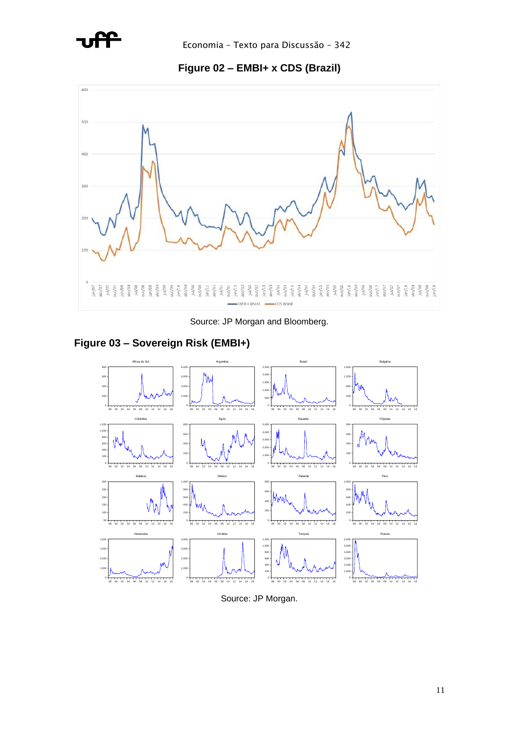**Figure 02 – EMBI+ x CDS (Brazil)**

Source: JP Morgan and Bloomberg.

**Figure 03 – Sovereign Risk (EMBI+)**

Source: JP Morgan.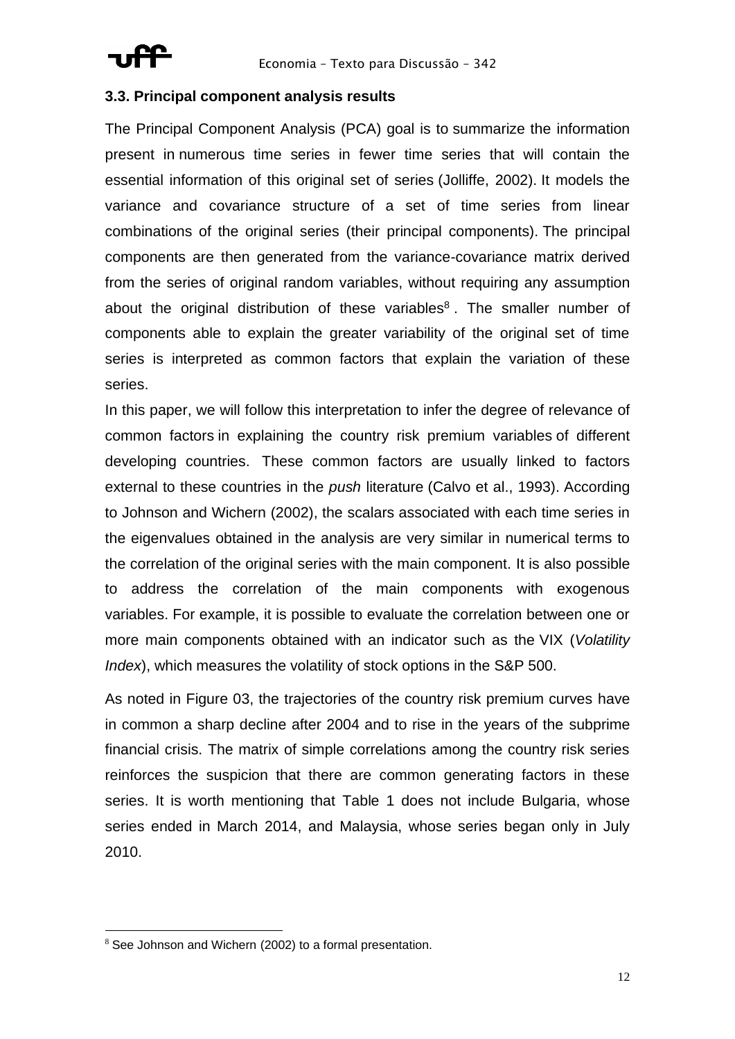### 3.3. Principal component analysis results

The Principal Component Analysis (PCA) goal is to summarize the information present in numerous time series in fewer time series that will contain the essential information of this original set of series (Jolliffe, 2002). It models the variance and covariance structure of a set of time series from linear combinations of the original series (their principal components). The principal components are then generated from the variance-covariance matrix derived from the series of original random variables, without requiring any assumption about the original distribution of these variables[8] . The smaller number of components able to explain the greater variability of the original set of time series is interpreted as common factors that explain the variation of these series.

In this paper, we will follow this interpretation to infer the degree of relevance of common factors in explaining the country risk premium variables of different developing countries. These common factors are usually linked to factors external to these countries in the *push* literature (Calvo et al., 1993). According to Johnson and Wichern (2002), the scalars associated with each time series in the eigenvalues obtained in the analysis are very similar in numerical terms to the correlation of the original series with the main component. It is also possible to address the correlation of the main components with exogenous variables. For example, it is possible to evaluate the correlation between one or more main components obtained with an indicator such as the VIX (*Volatility Index*), which measures the volatility of stock options in the S&P 500.

As noted in Figure 03, the trajectories of the country risk premium curves have in common a sharp decline after 2004 and to rise in the years of the subprime financial crisis. The matrix of simple correlations among the country risk series reinforces the suspicion that there are common generating factors in these series. It is worth mentioning that Table 1 does not include Bulgaria, whose series ended in March 2014, and Malaysia, whose series began only in July 2010.

---

[8] See Johnson and Wichern (2002) to a formal presentation.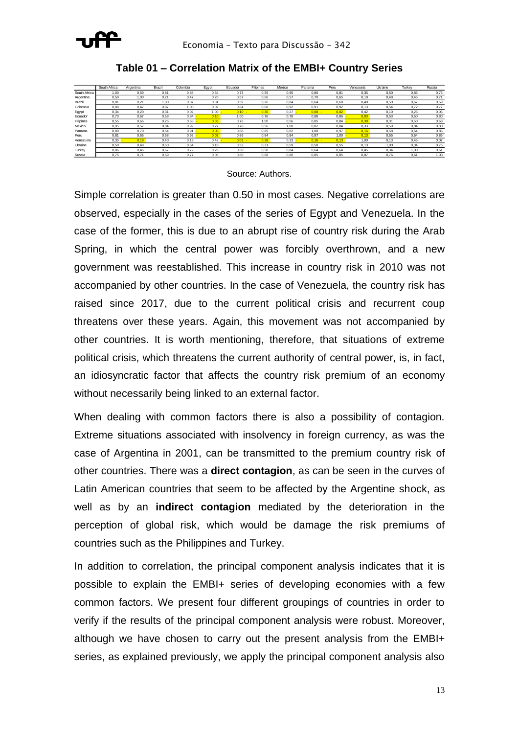**Table 01 – Correlation Matrix of the EMBI+ Country Series**

| | South Africa | Argentina | Brazil | Colombia | Egypt | Ecuador | Filipines | Mexico | Panama | Peru | Venezuela | Ukraine | Turkey | Russia |
|---|---|---|---|---|---|---|---|---|---|---|---|---|---|---|
| South Africa | 1,00 | 0,59 | 0,81 | 0,88 | 0,34 | 0,73 | 0,55 | 0,95 | 0,80 | 0,81 | 0,35 | 0,50 | 0,86 | 0,75 |
| Argentina | 0,59 | 1,00 | 0,21 | 0,47 | 0,20 | 0,67 | 0,66 | 0,57 | 0,70 | 0,65 | 0,18 | 0,48 | 0,46 | 0,71 |
| Brazil | 0,81 | 0,21 | 1,00 | 0,87 | 0,31 | 0,59 | 0,26 | 0,84 | 0,64 | 0,68 | 0,40 | 0,50 | 0,67 | 0,59 |
| Colombia | 0,88 | 0,47 | 0,87 | 1,00 | 0,02 | 0,84 | 0,68 | 0,92 | 0,91 | 0,92 | 0,13 | 0,54 | 0,72 | 0,77 |
| Egypt | 0,34 | 0,20 | 0,31 | 0,02 | 1,00 | -0,10 | -0,36 | 0,27 | -0,08 | -0,02 | 0,42 | 0,10 | 0,26 | 0,06 |
| Ecuador | 0,73 | 0,67 | 0,59 | 0,84 | -0,10 | 1,00 | 0,76 | 0,78 | 0,88 | 0,86 | -0,03 | 0,53 | 0,60 | 0,80 |
| Filipines | 0,55 | 0,66 | 0,26 | 0,68 | -0,36 | 0,76 | 1,00 | 0,56 | 0,85 | 0,84 | -0,38 | 0,31 | 0,50 | 0,68 |
| Mexico | 0,95 | 0,57 | 0,84 | 0,92 | 0,27 | 0,78 | 0,56 | 1,00 | 0,82 | 0,84 | 0,33 | 0,59 | 0,84 | 0,80 |
| Panama | 0,80 | 0,70 | 0,64 | 0,91 | -0,08 | 0,88 | 0,85 | 0,82 | 1,00 | 0,97 | -0,16 | 0,58 | 0,64 | 0,85 |
| Peru | 0,81 | 0,65 | 0,68 | 0,92 | -0,02 | 0,86 | 0,84 | 0,84 | 0,97 | 1,00 | -0,13 | 0,55 | 0,64 | 0,85 |
| Venezuela | 0,35 | -0,18 | 0,40 | 0,13 | 0,42 | -0,03 | -0,38 | 0,33 | -0,16 | -0,13 | 1,00 | 0,13 | 0,45 | 0,07 |
| Ukraine | 0,50 | 0,48 | 0,50 | 0,54 | 0,10 | 0,53 | 0,31 | 0,59 | 0,58 | 0,55 | 0,13 | 1,00 | 0,34 | 0,76 |
| Turkey | 0,86 | 0,46 | 0,67 | 0,72 | 0,26 | 0,60 | 0,50 | 0,84 | 0,64 | 0,64 | 0,45 | 0,34 | 1,00 | 0,61 |
| Russia | 0,75 | 0,71 | 0,59 | 0,77 | 0,06 | 0,80 | 0,68 | 0,80 | 0,85 | 0,85 | 0,07 | 0,76 | 0,61 | 1,00 |

Source: Authors.

Simple correlation is greater than 0.50 in most cases. Negative correlations are observed, especially in the cases of the series of Egypt and Venezuela. In the case of the former, this is due to an abrupt rise of country risk during the Arab Spring, in which the central power was forcibly overthrown, and a new government was reestablished. This increase in country risk in 2010 was not accompanied by other countries. In the case of Venezuela, the country risk has raised since 2017, due to the current political crisis and recurrent coup threatens over these years. Again, this movement was not accompanied by other countries. It is worth mentioning, therefore, that situations of extreme political crisis, which threatens the current authority of central power, is, in fact, an idiosyncratic factor that affects the country risk premium of an economy without necessarily being linked to an external factor.

When dealing with common factors there is also a possibility of contagion. Extreme situations associated with insolvency in foreign currency, as was the case of Argentina in 2001, can be transmitted to the premium country risk of other countries. There was a **direct contagion**, as can be seen in the curves of Latin American countries that seem to be affected by the Argentine shock, as well as by an **indirect contagion** mediated by the deterioration in the perception of global risk, which would be damage the risk premiums of countries such as the Philippines and Turkey.

In addition to correlation, the principal component analysis indicates that it is possible to explain the EMBI+ series of developing economies with a few common factors. We present four different groupings of countries in order to verify if the results of the principal component analysis were robust. Moreover, although we have chosen to carry out the present analysis from the EMBI+ series, as explained previously, we apply the principal component analysis also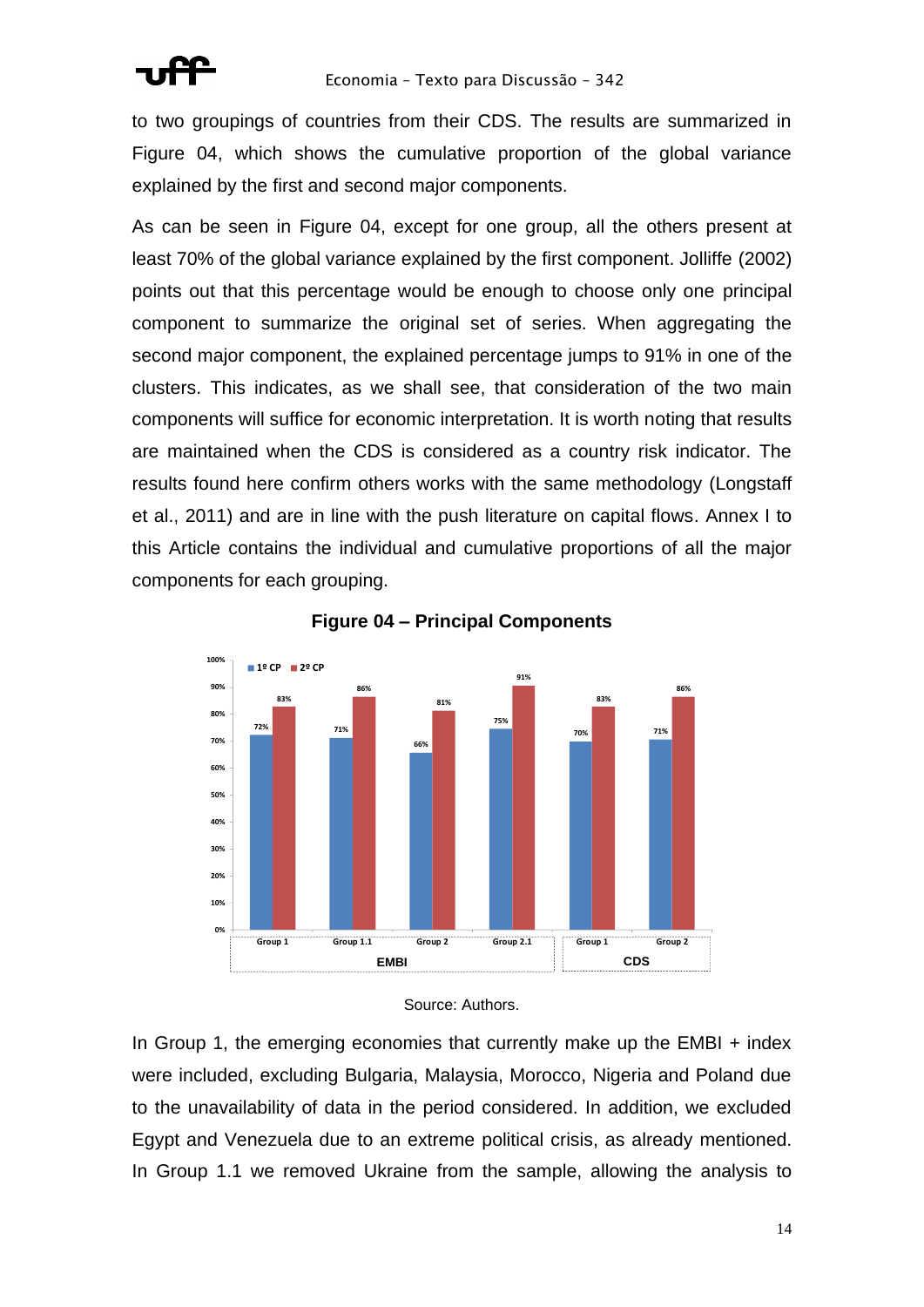to two groupings of countries from their CDS. The results are summarized in Figure 04, which shows the cumulative proportion of the global variance explained by the first and second major components.

As can be seen in Figure 04, except for one group, all the others present at least 70% of the global variance explained by the first component. Jolliffe (2002) points out that this percentage would be enough to choose only one principal component to summarize the original set of series. When aggregating the second major component, the explained percentage jumps to 91% in one of the clusters. This indicates, as we shall see, that consideration of the two main components will suffice for economic interpretation. It is worth noting that results are maintained when the CDS is considered as a country risk indicator. The results found here confirm others works with the same methodology (Longstaff et al., 2011) and are in line with the push literature on capital flows. Annex I to this Article contains the individual and cumulative proportions of all the major components for each grouping.

**Figure 04 – Principal Components**

| | EMBI | | | | CDS | |
|---|---|---|---|---|---|---|
| | Group 1 | Group 1.1 | Group 2 | Group 2.1 | Group 1 | Group 2 |
| 1º CP | 72% | 71% | 66% | 75% | 70% | 71% |
| 2º CP | 83% | 86% | 81% | 91% | 83% | 86% |

Source: Authors.

In Group 1, the emerging economies that currently make up the EMBI + index were included, excluding Bulgaria, Malaysia, Morocco, Nigeria and Poland due to the unavailability of data in the period considered. In addition, we excluded Egypt and Venezuela due to an extreme political crisis, as already mentioned. In Group 1.1 we removed Ukraine from the sample, allowing the analysis to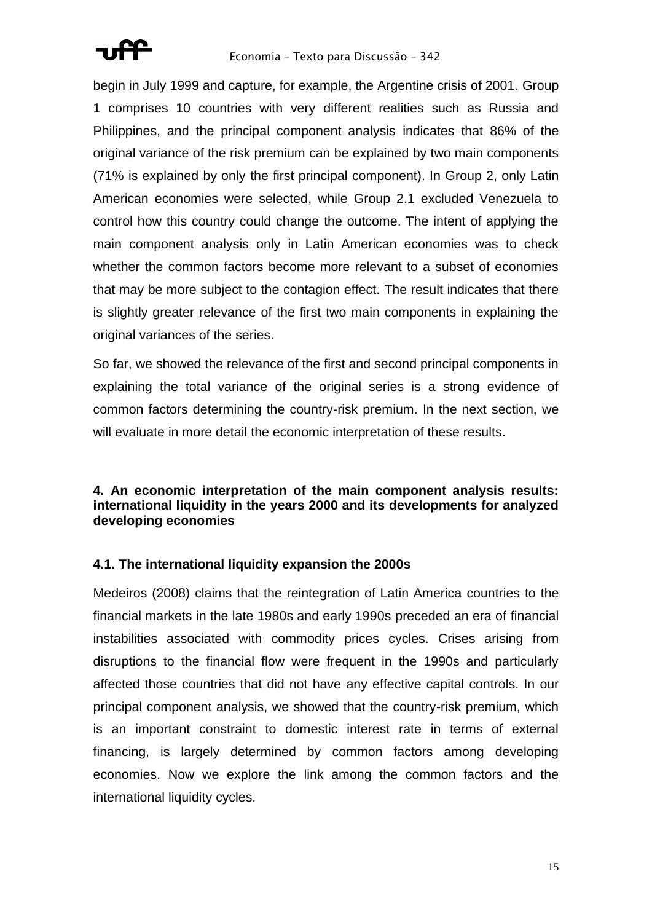begin in July 1999 and capture, for example, the Argentine crisis of 2001. Group 1 comprises 10 countries with very different realities such as Russia and Philippines, and the principal component analysis indicates that 86% of the original variance of the risk premium can be explained by two main components (71% is explained by only the first principal component). In Group 2, only Latin American economies were selected, while Group 2.1 excluded Venezuela to control how this country could change the outcome. The intent of applying the main component analysis only in Latin American economies was to check whether the common factors become more relevant to a subset of economies that may be more subject to the contagion effect. The result indicates that there is slightly greater relevance of the first two main components in explaining the original variances of the series.

So far, we showed the relevance of the first and second principal components in explaining the total variance of the original series is a strong evidence of common factors determining the country-risk premium. In the next section, we will evaluate in more detail the economic interpretation of these results.

## 4. An economic interpretation of the main component analysis results: international liquidity in the years 2000 and its developments for analyzed developing economies

### 4.1. The international liquidity expansion the 2000s

Medeiros (2008) claims that the reintegration of Latin America countries to the financial markets in the late 1980s and early 1990s preceded an era of financial instabilities associated with commodity prices cycles. Crises arising from disruptions to the financial flow were frequent in the 1990s and particularly affected those countries that did not have any effective capital controls. In our principal component analysis, we showed that the country-risk premium, which is an important constraint to domestic interest rate in terms of external financing, is largely determined by common factors among developing economies. Now we explore the link among the common factors and the international liquidity cycles.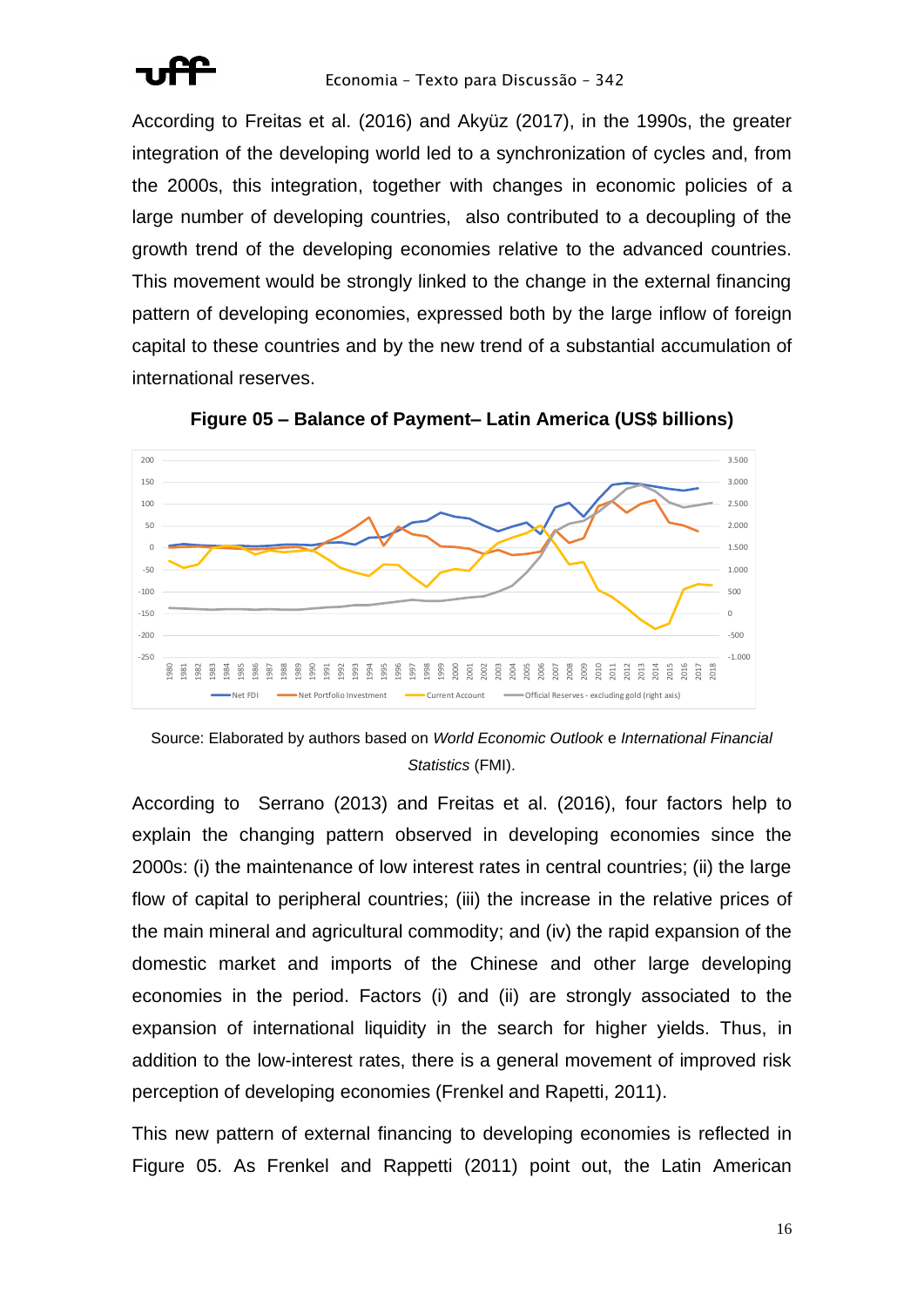According to Freitas et al. (2016) and Akyüz (2017), in the 1990s, the greater integration of the developing world led to a synchronization of cycles and, from the 2000s, this integration, together with changes in economic policies of a large number of developing countries, also contributed to a decoupling of the growth trend of the developing economies relative to the advanced countries. This movement would be strongly linked to the change in the external financing pattern of developing economies, expressed both by the large inflow of foreign capital to these countries and by the new trend of a substantial accumulation of international reserves.

**Figure 05 – Balance of Payment– Latin America (US$ billions)**

Source: Elaborated by authors based on *World Economic Outlook* e *International Financial Statistics* (FMI).

According to Serrano (2013) and Freitas et al. (2016), four factors help to explain the changing pattern observed in developing economies since the 2000s: (i) the maintenance of low interest rates in central countries; (ii) the large flow of capital to peripheral countries; (iii) the increase in the relative prices of the main mineral and agricultural commodity; and (iv) the rapid expansion of the domestic market and imports of the Chinese and other large developing economies in the period. Factors (i) and (ii) are strongly associated to the expansion of international liquidity in the search for higher yields. Thus, in addition to the low-interest rates, there is a general movement of improved risk perception of developing economies (Frenkel and Rapetti, 2011).

This new pattern of external financing to developing economies is reflected in Figure 05. As Frenkel and Rappetti (2011) point out, the Latin American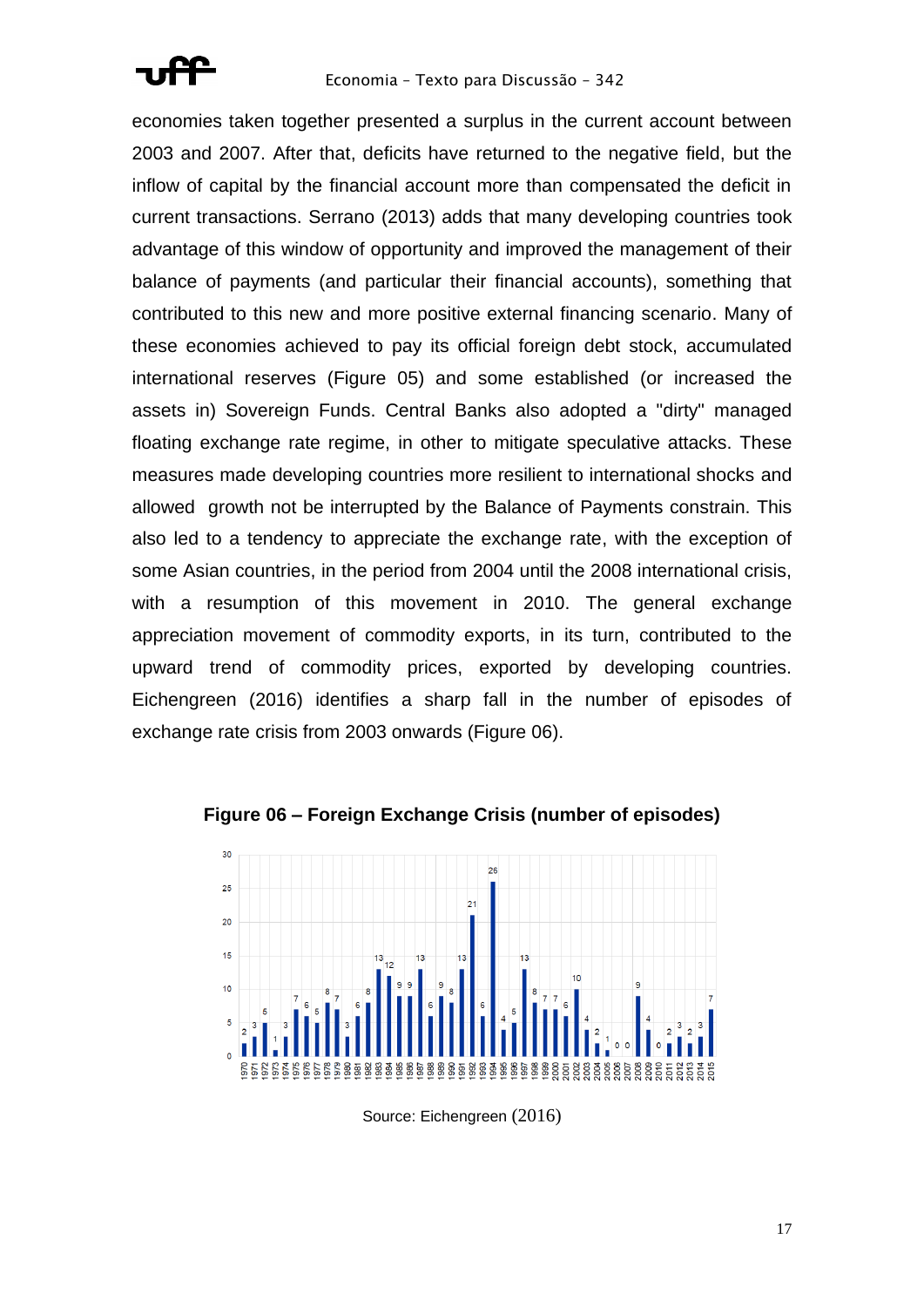economies taken together presented a surplus in the current account between 2003 and 2007. After that, deficits have returned to the negative field, but the inflow of capital by the financial account more than compensated the deficit in current transactions. Serrano (2013) adds that many developing countries took advantage of this window of opportunity and improved the management of their balance of payments (and particular their financial accounts), something that contributed to this new and more positive external financing scenario. Many of these economies achieved to pay its official foreign debt stock, accumulated international reserves (Figure 05) and some established (or increased the assets in) Sovereign Funds. Central Banks also adopted a "dirty" managed floating exchange rate regime, in other to mitigate speculative attacks. These measures made developing countries more resilient to international shocks and allowed growth not be interrupted by the Balance of Payments constrain. This also led to a tendency to appreciate the exchange rate, with the exception of some Asian countries, in the period from 2004 until the 2008 international crisis, with a resumption of this movement in 2010. The general exchange appreciation movement of commodity exports, in its turn, contributed to the upward trend of commodity prices, exported by developing countries. Eichengreen (2016) identifies a sharp fall in the number of episodes of exchange rate crisis from 2003 onwards (Figure 06).

**Figure 06 – Foreign Exchange Crisis (number of episodes)**

Source: Eichengreen (2016)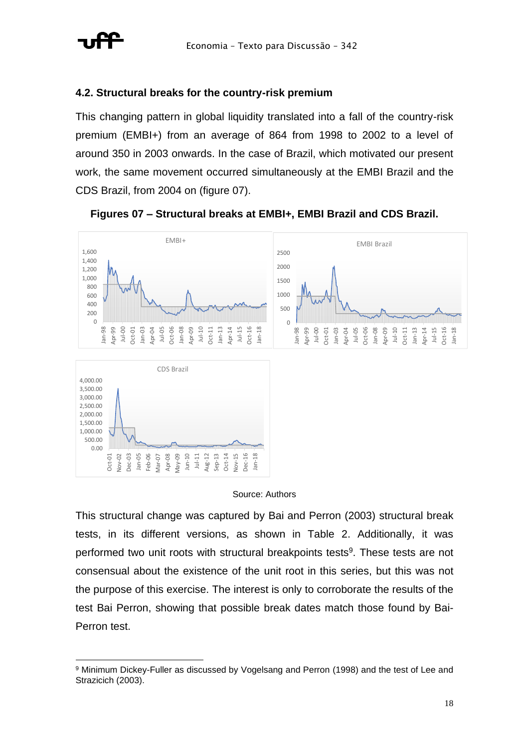### 4.2. Structural breaks for the country-risk premium

This changing pattern in global liquidity translated into a fall of the country-risk premium (EMBI+) from an average of 864 from 1998 to 2002 to a level of around 350 in 2003 onwards. In the case of Brazil, which motivated our present work, the same movement occurred simultaneously at the EMBI Brazil and the CDS Brazil, from 2004 on (figure 07).

**Figures 07 – Structural breaks at EMBI+, EMBI Brazil and CDS Brazil.**

Source: Authors

This structural change was captured by Bai and Perron (2003) structural break tests, in its different versions, as shown in Table 2. Additionally, it was performed two unit roots with structural breakpoints tests[9]. These tests are not consensual about the existence of the unit root in this series, but this was not the purpose of this exercise. The interest is only to corroborate the results of the test Bai Perron, showing that possible break dates match those found by Bai-Perron test.

[9] Minimum Dickey-Fuller as discussed by Vogelsang and Perron (1998) and the test of Lee and Strazicich (2003).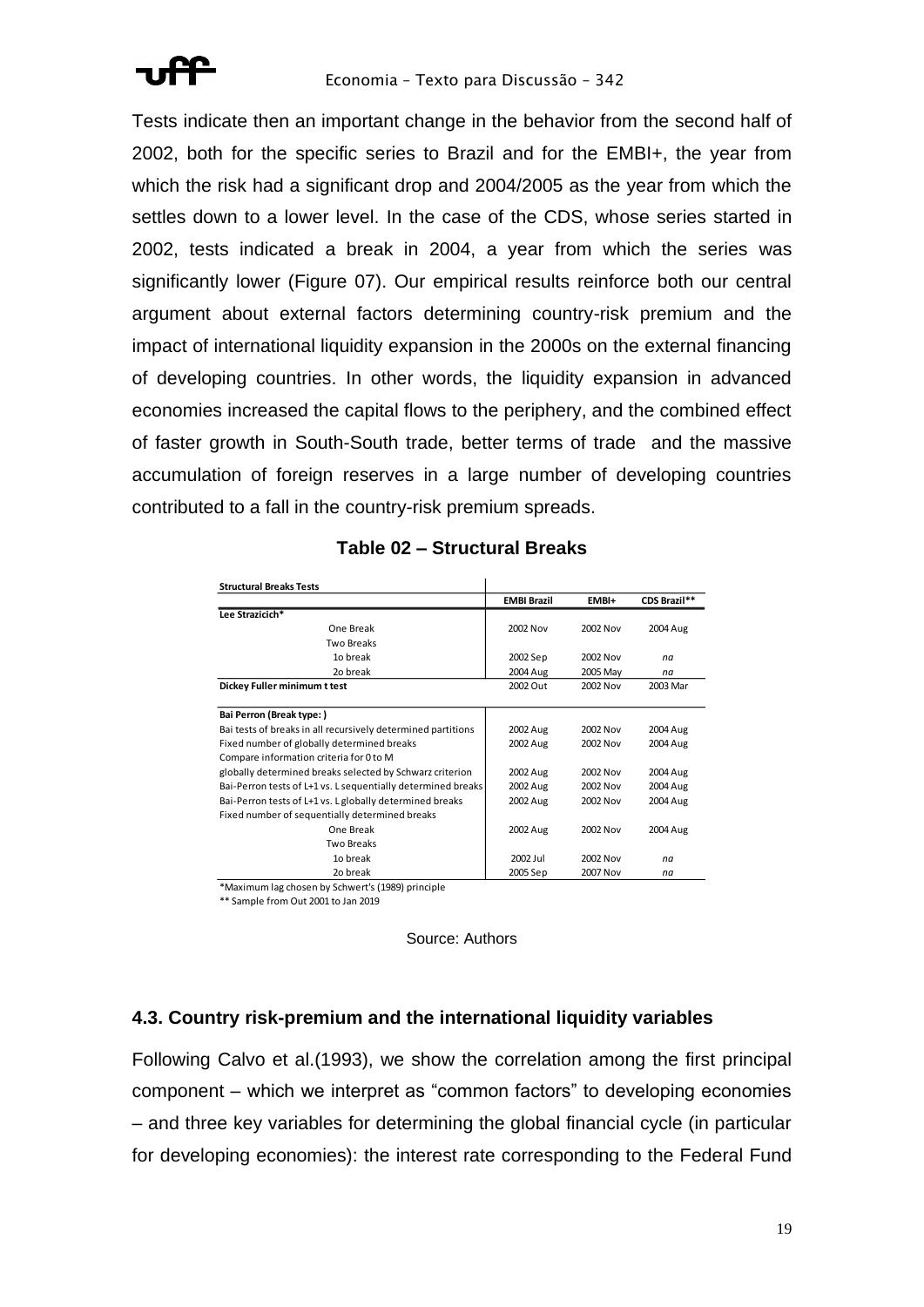Tests indicate then an important change in the behavior from the second half of 2002, both for the specific series to Brazil and for the EMBI+, the year from which the risk had a significant drop and 2004/2005 as the year from which the settles down to a lower level. In the case of the CDS, whose series started in 2002, tests indicated a break in 2004, a year from which the series was significantly lower (Figure 07). Our empirical results reinforce both our central argument about external factors determining country-risk premium and the impact of international liquidity expansion in the 2000s on the external financing of developing countries. In other words, the liquidity expansion in advanced economies increased the capital flows to the periphery, and the combined effect of faster growth in South-South trade, better terms of trade and the massive accumulation of foreign reserves in a large number of developing countries contributed to a fall in the country-risk premium spreads.

**Table 02 – Structural Breaks**

| **Structural Breaks Tests** | **EMBI Brazil** | **EMBI+** | **CDS Brazil**** |
|---|---|---|---|
| **Lee Strazicich*** | | | |
| One Break | 2002 Nov | 2002 Nov | 2004 Aug |
| Two Breaks | | | |
| 1o break | 2002 Sep | 2002 Nov | *na* |
| 2o break | 2004 Aug | 2005 May | *na* |
| **Dickey Fuller minimum t test** | 2002 Out | 2002 Nov | 2003 Mar |
| **Bai Perron (Break type: )** | | | |
| Bai tests of breaks in all recursively determined partitions | 2002 Aug | 2002 Nov | 2004 Aug |
| Fixed number of globally determined breaks | 2002 Aug | 2002 Nov | 2004 Aug |
| Compare information criteria for 0 to M | | | |
| globally determined breaks selected by Schwarz criterion | 2002 Aug | 2002 Nov | 2004 Aug |
| Bai-Perron tests of L+1 vs. L sequentially determined breaks | 2002 Aug | 2002 Nov | 2004 Aug |
| Bai-Perron tests of L+1 vs. L globally determined breaks | 2002 Aug | 2002 Nov | 2004 Aug |
| Fixed number of sequentially determined breaks | | | |
| One Break | 2002 Aug | 2002 Nov | 2004 Aug |
| Two Breaks | | | |
| 1o break | 2002 Jul | 2002 Nov | *na* |
| 2o break | 2005 Sep | 2007 Nov | *na* |

*Maximum lag chosen by Schwert's (1989) principle

** Sample from Out 2001 to Jan 2019

Source: Authors

### 4.3. Country risk-premium and the international liquidity variables

Following Calvo et al.(1993), we show the correlation among the first principal component – which we interpret as "common factors" to developing economies – and three key variables for determining the global financial cycle (in particular for developing economies): the interest rate corresponding to the Federal Fund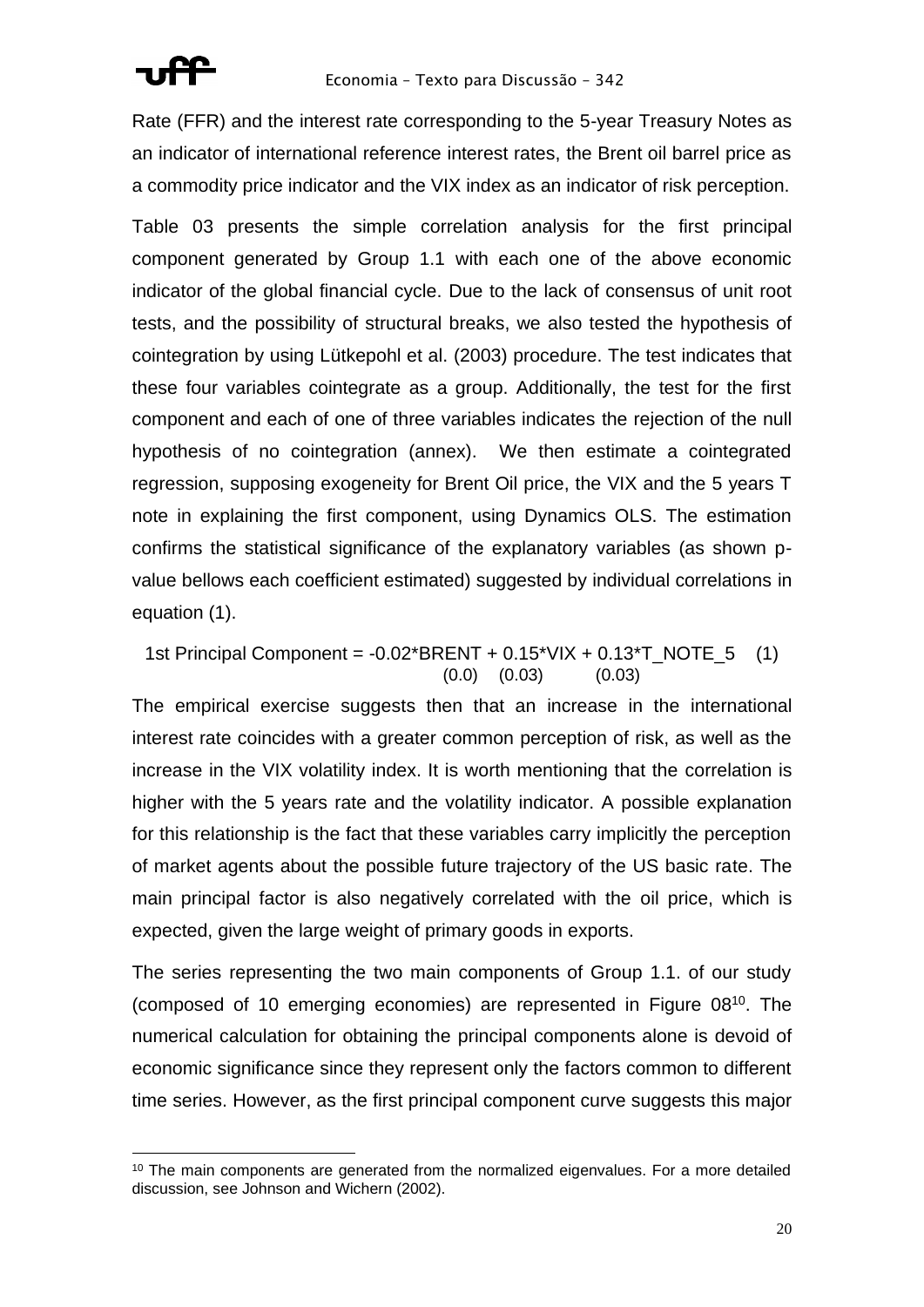Rate (FFR) and the interest rate corresponding to the 5-year Treasury Notes as an indicator of international reference interest rates, the Brent oil barrel price as a commodity price indicator and the VIX index as an indicator of risk perception.

Table 03 presents the simple correlation analysis for the first principal component generated by Group 1.1 with each one of the above economic indicator of the global financial cycle. Due to the lack of consensus of unit root tests, and the possibility of structural breaks, we also tested the hypothesis of cointegration by using Lütkepohl et al. (2003) procedure. The test indicates that these four variables cointegrate as a group. Additionally, the test for the first component and each of one of three variables indicates the rejection of the null hypothesis of no cointegration (annex). We then estimate a cointegrated regression, supposing exogeneity for Brent Oil price, the VIX and the 5 years T note in explaining the first component, using Dynamics OLS. The estimation confirms the statistical significance of the explanatory variables (as shown p-value bellows each coefficient estimated) suggested by individual correlations in equation (1).

$$\text{1st Principal Component} = \underset{(0.0)}{-0.02} \cdot BRENT + \underset{(0.03)}{0.15} \cdot VIX + \underset{(0.03)}{0.13} \cdot T\_NOTE\_5 \quad (1)$$

The empirical exercise suggests then that an increase in the international interest rate coincides with a greater common perception of risk, as well as the increase in the VIX volatility index. It is worth mentioning that the correlation is higher with the 5 years rate and the volatility indicator. A possible explanation for this relationship is the fact that these variables carry implicitly the perception of market agents about the possible future trajectory of the US basic rate. The main principal factor is also negatively correlated with the oil price, which is expected, given the large weight of primary goods in exports.

The series representing the two main components of Group 1.1. of our study (composed of 10 emerging economies) are represented in Figure 08[10]. The numerical calculation for obtaining the principal components alone is devoid of economic significance since they represent only the factors common to different time series. However, as the first principal component curve suggests this major

[10] The main components are generated from the normalized eigenvalues. For a more detailed discussion, see Johnson and Wichern (2002).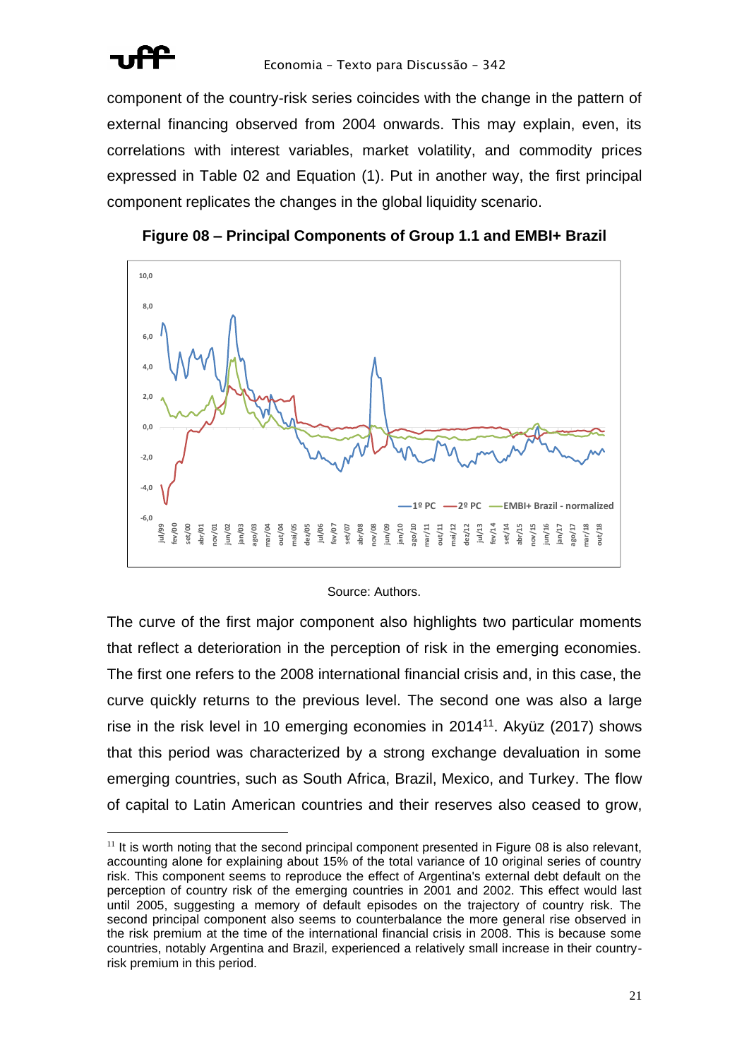component of the country-risk series coincides with the change in the pattern of external financing observed from 2004 onwards. This may explain, even, its correlations with interest variables, market volatility, and commodity prices expressed in Table 02 and Equation (1). Put in another way, the first principal component replicates the changes in the global liquidity scenario.

**Figure 08 – Principal Components of Group 1.1 and EMBI+ Brazil**

Source: Authors.

The curve of the first major component also highlights two particular moments that reflect a deterioration in the perception of risk in the emerging economies. The first one refers to the 2008 international financial crisis and, in this case, the curve quickly returns to the previous level. The second one was also a large rise in the risk level in 10 emerging economies in 2014[11]. Akyüz (2017) shows that this period was characterized by a strong exchange devaluation in some emerging countries, such as South Africa, Brazil, Mexico, and Turkey. The flow of capital to Latin American countries and their reserves also ceased to grow,

[11] It is worth noting that the second principal component presented in Figure 08 is also relevant, accounting alone for explaining about 15% of the total variance of 10 original series of country risk. This component seems to reproduce the effect of Argentina's external debt default on the perception of country risk of the emerging countries in 2001 and 2002. This effect would last until 2005, suggesting a memory of default episodes on the trajectory of country risk. The second principal component also seems to counterbalance the more general rise observed in the risk premium at the time of the international financial crisis in 2008. This is because some countries, notably Argentina and Brazil, experienced a relatively small increase in their country-risk premium in this period.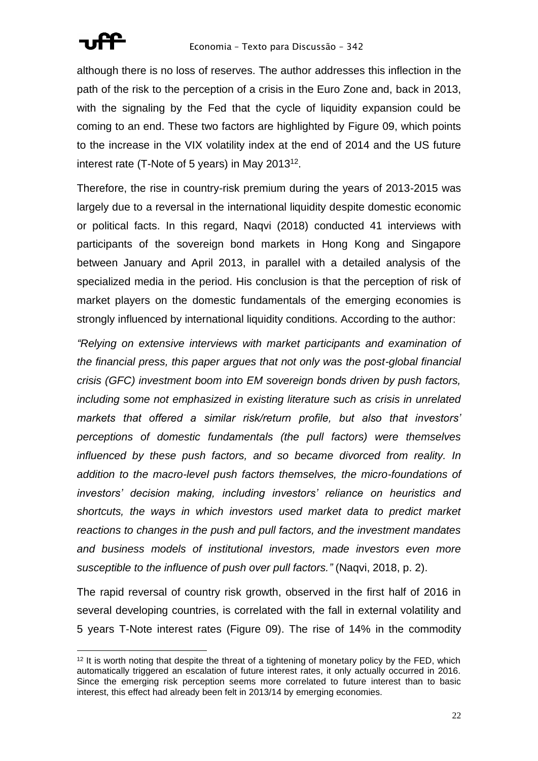although there is no loss of reserves. The author addresses this inflection in the path of the risk to the perception of a crisis in the Euro Zone and, back in 2013, with the signaling by the Fed that the cycle of liquidity expansion could be coming to an end. These two factors are highlighted by Figure 09, which points to the increase in the VIX volatility index at the end of 2014 and the US future interest rate (T-Note of 5 years) in May 2013[12].

Therefore, the rise in country-risk premium during the years of 2013-2015 was largely due to a reversal in the international liquidity despite domestic economic or political facts. In this regard, Naqvi (2018) conducted 41 interviews with participants of the sovereign bond markets in Hong Kong and Singapore between January and April 2013, in parallel with a detailed analysis of the specialized media in the period. His conclusion is that the perception of risk of market players on the domestic fundamentals of the emerging economies is strongly influenced by international liquidity conditions. According to the author:

*"Relying on extensive interviews with market participants and examination of the financial press, this paper argues that not only was the post-global financial crisis (GFC) investment boom into EM sovereign bonds driven by push factors, including some not emphasized in existing literature such as crisis in unrelated markets that offered a similar risk/return profile, but also that investors' perceptions of domestic fundamentals (the pull factors) were themselves influenced by these push factors, and so became divorced from reality. In addition to the macro-level push factors themselves, the micro-foundations of investors' decision making, including investors' reliance on heuristics and shortcuts, the ways in which investors used market data to predict market reactions to changes in the push and pull factors, and the investment mandates and business models of institutional investors, made investors even more susceptible to the influence of push over pull factors."* (Naqvi, 2018, p. 2).

The rapid reversal of country risk growth, observed in the first half of 2016 in several developing countries, is correlated with the fall in external volatility and 5 years T-Note interest rates (Figure 09). The rise of 14% in the commodity

[12] It is worth noting that despite the threat of a tightening of monetary policy by the FED, which automatically triggered an escalation of future interest rates, it only actually occurred in 2016. Since the emerging risk perception seems more correlated to future interest than to basic interest, this effect had already been felt in 2013/14 by emerging economies.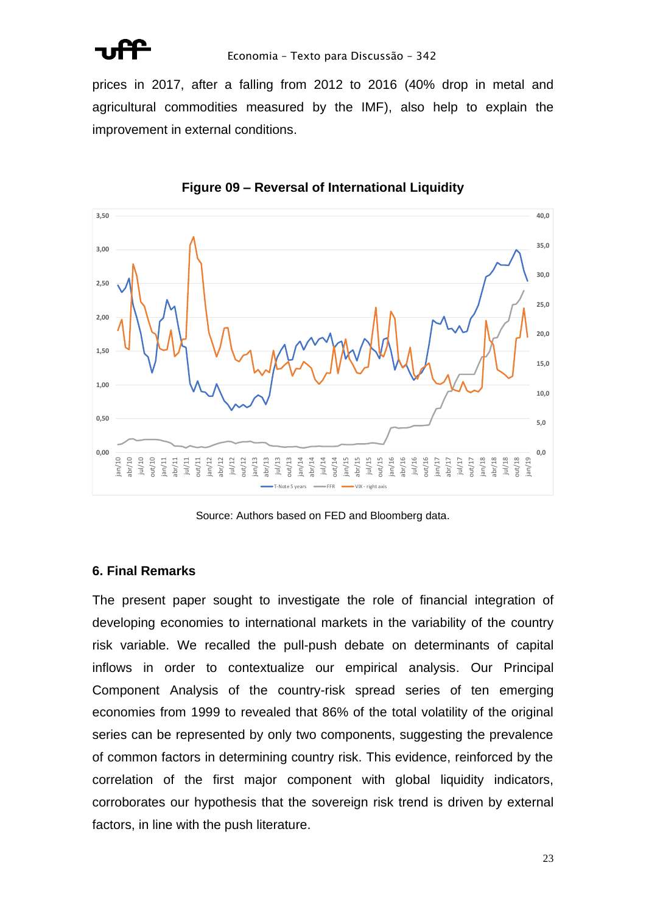prices in 2017, after a falling from 2012 to 2016 (40% drop in metal and agricultural commodities measured by the IMF), also help to explain the improvement in external conditions.

**Figure 09 – Reversal of International Liquidity**

Source: Authors based on FED and Bloomberg data.

### 6. Final Remarks

The present paper sought to investigate the role of financial integration of developing economies to international markets in the variability of the country risk variable. We recalled the pull-push debate on determinants of capital inflows in order to contextualize our empirical analysis. Our Principal Component Analysis of the country-risk spread series of ten emerging economies from 1999 to revealed that 86% of the total volatility of the original series can be represented by only two components, suggesting the prevalence of common factors in determining country risk. This evidence, reinforced by the correlation of the first major component with global liquidity indicators, corroborates our hypothesis that the sovereign risk trend is driven by external factors, in line with the push literature.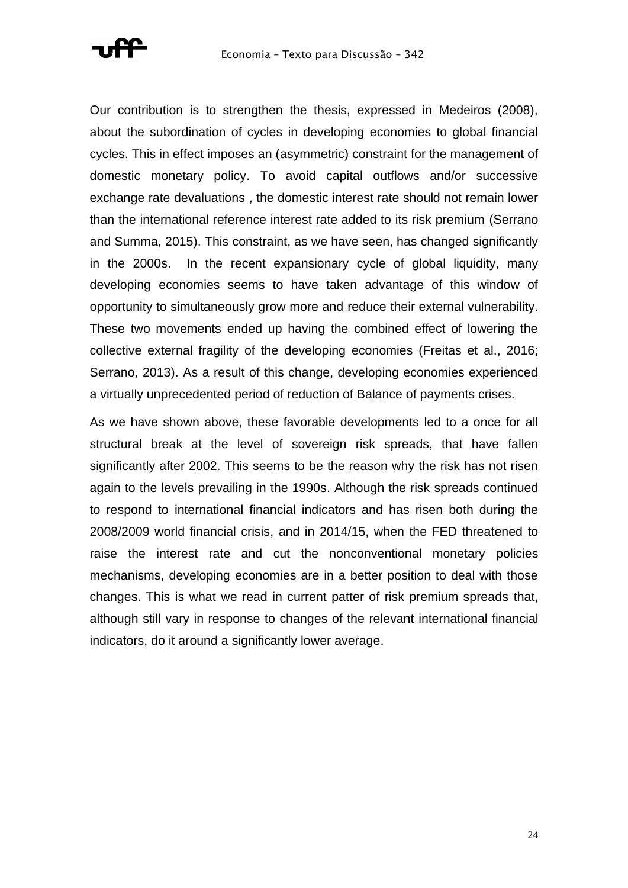Our contribution is to strengthen the thesis, expressed in Medeiros (2008), about the subordination of cycles in developing economies to global financial cycles. This in effect imposes an (asymmetric) constraint for the management of domestic monetary policy. To avoid capital outflows and/or successive exchange rate devaluations , the domestic interest rate should not remain lower than the international reference interest rate added to its risk premium (Serrano and Summa, 2015). This constraint, as we have seen, has changed significantly in the 2000s. In the recent expansionary cycle of global liquidity, many developing economies seems to have taken advantage of this window of opportunity to simultaneously grow more and reduce their external vulnerability. These two movements ended up having the combined effect of lowering the collective external fragility of the developing economies (Freitas et al., 2016; Serrano, 2013). As a result of this change, developing economies experienced a virtually unprecedented period of reduction of Balance of payments crises.

As we have shown above, these favorable developments led to a once for all structural break at the level of sovereign risk spreads, that have fallen significantly after 2002. This seems to be the reason why the risk has not risen again to the levels prevailing in the 1990s. Although the risk spreads continued to respond to international financial indicators and has risen both during the 2008/2009 world financial crisis, and in 2014/15, when the FED threatened to raise the interest rate and cut the nonconventional monetary policies mechanisms, developing economies are in a better position to deal with those changes. This is what we read in current patter of risk premium spreads that, although still vary in response to changes of the relevant international financial indicators, do it around a significantly lower average.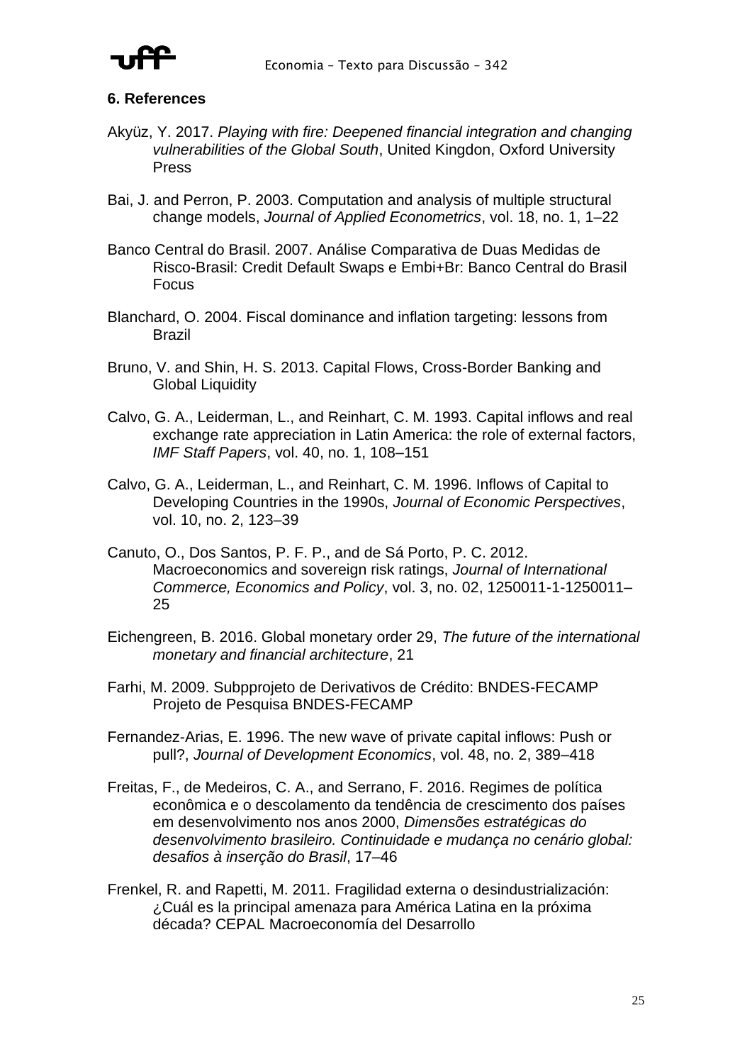## 6. References

Akyüz, Y. 2017. *Playing with fire: Deepened financial integration and changing vulnerabilities of the Global South*, United Kingdon, Oxford University Press

Bai, J. and Perron, P. 2003. Computation and analysis of multiple structural change models, *Journal of Applied Econometrics*, vol. 18, no. 1, 1–22

Banco Central do Brasil. 2007. Análise Comparativa de Duas Medidas de Risco-Brasil: Credit Default Swaps e Embi+Br: Banco Central do Brasil Focus

Blanchard, O. 2004. Fiscal dominance and inflation targeting: lessons from Brazil

Bruno, V. and Shin, H. S. 2013. Capital Flows, Cross-Border Banking and Global Liquidity

Calvo, G. A., Leiderman, L., and Reinhart, C. M. 1993. Capital inflows and real exchange rate appreciation in Latin America: the role of external factors, *IMF Staff Papers*, vol. 40, no. 1, 108–151

Calvo, G. A., Leiderman, L., and Reinhart, C. M. 1996. Inflows of Capital to Developing Countries in the 1990s, *Journal of Economic Perspectives*, vol. 10, no. 2, 123–39

Canuto, O., Dos Santos, P. F. P., and de Sá Porto, P. C. 2012. Macroeconomics and sovereign risk ratings, *Journal of International Commerce, Economics and Policy*, vol. 3, no. 02, 1250011-1-1250011–25

Eichengreen, B. 2016. Global monetary order 29, *The future of the international monetary and financial architecture*, 21

Farhi, M. 2009. Subpprojeto de Derivativos de Crédito: BNDES-FECAMP Projeto de Pesquisa BNDES-FECAMP

Fernandez-Arias, E. 1996. The new wave of private capital inflows: Push or pull?, *Journal of Development Economics*, vol. 48, no. 2, 389–418

Freitas, F., de Medeiros, C. A., and Serrano, F. 2016. Regimes de política econômica e o descolamento da tendência de crescimento dos países em desenvolvimento nos anos 2000, *Dimensões estratégicas do desenvolvimento brasileiro. Continuidade e mudança no cenário global: desafios à inserção do Brasil*, 17–46

Frenkel, R. and Rapetti, M. 2011. Fragilidad externa o desindustrialización: ¿Cuál es la principal amenaza para América Latina en la próxima década? CEPAL Macroeconomía del Desarrollo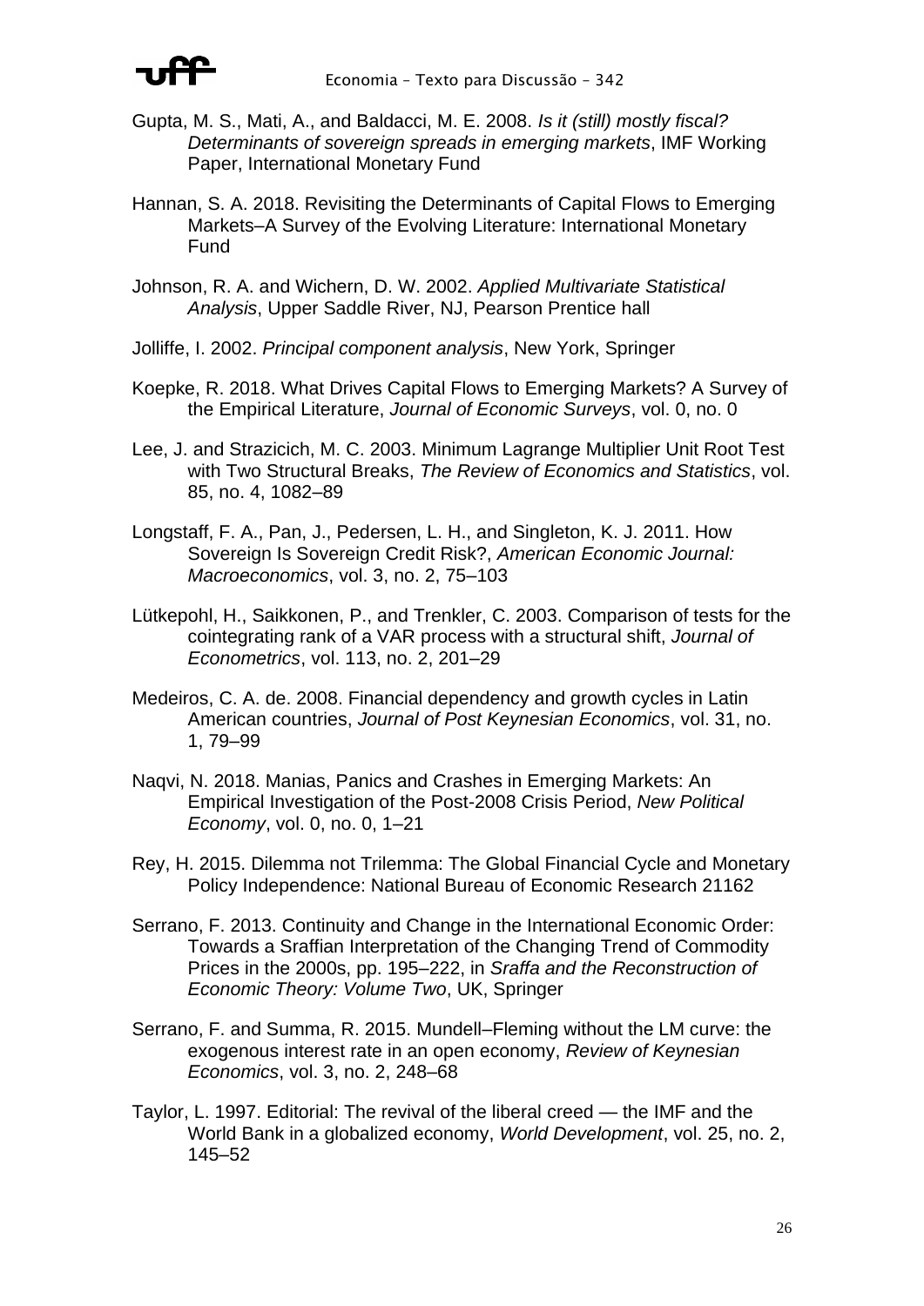Gupta, M. S., Mati, A., and Baldacci, M. E. 2008. *Is it (still) mostly fiscal? Determinants of sovereign spreads in emerging markets*, IMF Working Paper, International Monetary Fund

Hannan, S. A. 2018. Revisiting the Determinants of Capital Flows to Emerging Markets–A Survey of the Evolving Literature: International Monetary Fund

Johnson, R. A. and Wichern, D. W. 2002. *Applied Multivariate Statistical Analysis*, Upper Saddle River, NJ, Pearson Prentice hall

Jolliffe, I. 2002. *Principal component analysis*, New York, Springer

Koepke, R. 2018. What Drives Capital Flows to Emerging Markets? A Survey of the Empirical Literature, *Journal of Economic Surveys*, vol. 0, no. 0

Lee, J. and Strazicich, M. C. 2003. Minimum Lagrange Multiplier Unit Root Test with Two Structural Breaks, *The Review of Economics and Statistics*, vol. 85, no. 4, 1082–89

Longstaff, F. A., Pan, J., Pedersen, L. H., and Singleton, K. J. 2011. How Sovereign Is Sovereign Credit Risk?, *American Economic Journal: Macroeconomics*, vol. 3, no. 2, 75–103

Lütkepohl, H., Saikkonen, P., and Trenkler, C. 2003. Comparison of tests for the cointegrating rank of a VAR process with a structural shift, *Journal of Econometrics*, vol. 113, no. 2, 201–29

Medeiros, C. A. de. 2008. Financial dependency and growth cycles in Latin American countries, *Journal of Post Keynesian Economics*, vol. 31, no. 1, 79–99

Naqvi, N. 2018. Manias, Panics and Crashes in Emerging Markets: An Empirical Investigation of the Post-2008 Crisis Period, *New Political Economy*, vol. 0, no. 0, 1–21

Rey, H. 2015. Dilemma not Trilemma: The Global Financial Cycle and Monetary Policy Independence: National Bureau of Economic Research 21162

Serrano, F. 2013. Continuity and Change in the International Economic Order: Towards a Sraffian Interpretation of the Changing Trend of Commodity Prices in the 2000s, pp. 195–222, in *Sraffa and the Reconstruction of Economic Theory: Volume Two*, UK, Springer

Serrano, F. and Summa, R. 2015. Mundell–Fleming without the LM curve: the exogenous interest rate in an open economy, *Review of Keynesian Economics*, vol. 3, no. 2, 248–68

Taylor, L. 1997. Editorial: The revival of the liberal creed — the IMF and the World Bank in a globalized economy, *World Development*, vol. 25, no. 2, 145–52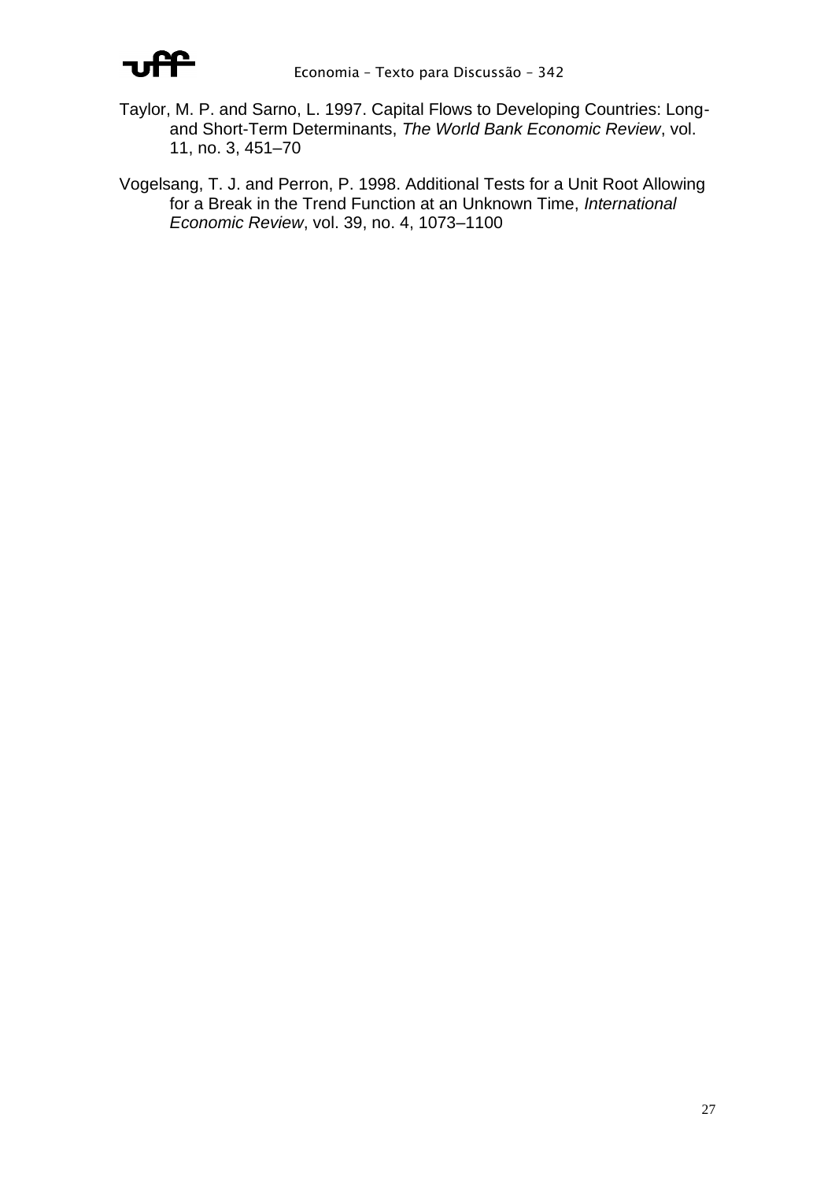Taylor, M. P. and Sarno, L. 1997. Capital Flows to Developing Countries: Long- and Short-Term Determinants, *The World Bank Economic Review*, vol. 11, no. 3, 451–70

Vogelsang, T. J. and Perron, P. 1998. Additional Tests for a Unit Root Allowing for a Break in the Trend Function at an Unknown Time, *International Economic Review*, vol. 39, no. 4, 1073–1100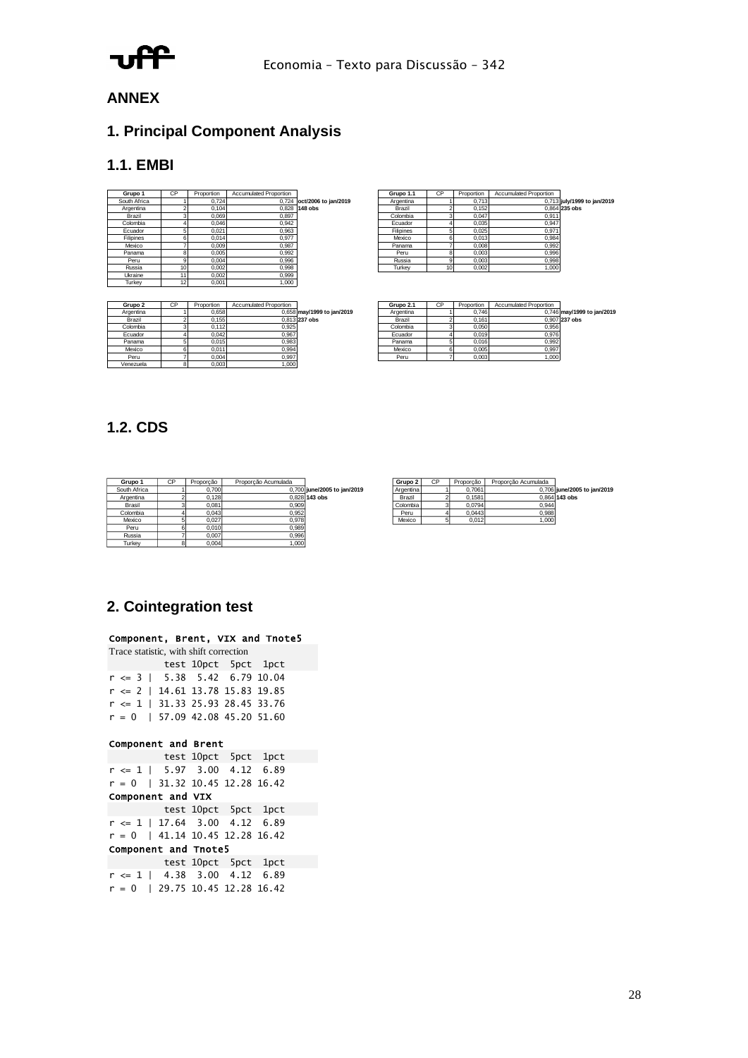## ANNEX

## 1. Principal Component Analysis

### 1.1. EMBI

| Grupo 1 | CP | Proportion | Accumulated Proportion | |
|---|---|---|---|---|
| South Africa | 1 | 0,724 | 0,724 | **oct/2006 to jan/2019** |
| Argentina | 2 | 0,104 | 0,828 | **148 obs** |
| Brazil | 3 | 0,069 | 0,897 | |
| Colombia | 4 | 0,046 | 0,942 | |
| Ecuador | 5 | 0,021 | 0,963 | |
| Filipines | 6 | 0,014 | 0,977 | |
| Mexico | 7 | 0,009 | 0,987 | |
| Panama | 8 | 0,005 | 0,992 | |
| Peru | 9 | 0,004 | 0,996 | |
| Russia | 10 | 0,002 | 0,998 | |
| Ukraine | 11 | 0,002 | 0,999 | |
| Turkey | 12 | 0,001 | 1,000 | |

| Grupo 1.1 | CP | Proportion | Accumulated Proportion | |
|---|---|---|---|---|
| Argentina | 1 | 0,713 | 0,713 | **july/1999 to jan/2019** |
| Brazil | 2 | 0,152 | 0,864 | **235 obs** |
| Colombia | 3 | 0,047 | 0,911 | |
| Ecuador | 4 | 0,035 | 0,947 | |
| Filipines | 5 | 0,025 | 0,971 | |
| Mexico | 6 | 0,013 | 0,984 | |
| Panama | 7 | 0,008 | 0,992 | |
| Peru | 8 | 0,003 | 0,996 | |
| Russia | 9 | 0,003 | 0,998 | |
| Turkey | 10 | 0,002 | 1,000 | |

| Grupo 2 | CP | Proportion | Accumulated Proportion | |
|---|---|---|---|---|
| Argentina | 1 | 0,658 | 0,658 | **may/1999 to jan/2019** |
| Brazil | 2 | 0,155 | 0,813 | **237 obs** |
| Colombia | 3 | 0,112 | 0,925 | |
| Ecuador | 4 | 0,042 | 0,967 | |
| Panama | 5 | 0,015 | 0,983 | |
| Mexico | 6 | 0,011 | 0,994 | |
| Peru | 7 | 0,004 | 0,997 | |
| Venezuela | 8 | 0,003 | 1,000 | |

| Grupo 2.1 | CP | Proportion | Accumulated Proportion | |
|---|---|---|---|---|
| Argentina | 1 | 0,746 | 0,746 | **may/1999 to jan/2019** |
| Brazil | 2 | 0,161 | 0,907 | **237 obs** |
| Colombia | 3 | 0,050 | 0,956 | |
| Ecuador | 4 | 0,019 | 0,976 | |
| Panama | 5 | 0,016 | 0,992 | |
| Mexico | 6 | 0,005 | 0,997 | |
| Peru | 7 | 0,003 | 1,000 | |

### 1.2. CDS

| Grupo 1 | CP | Proporção | Proporção Acumulada | |
|---|---|---|---|---|
| South Africa | 1 | 0,700 | 0,700 | **june/2005 to jan/2019** |
| Argentina | 2 | 0,128 | 0,828 | **143 obs** |
| Brasil | 3 | 0,081 | 0,909 | |
| Colombia | 4 | 0,043 | 0,952 | |
| Mexico | 5 | 0,027 | 0,978 | |
| Peru | 6 | 0,010 | 0,989 | |
| Russia | 7 | 0,007 | 0,996 | |
| Turkey | 8 | 0,004 | 1,000 | |

| Grupo 2 | CP | Proporção | Proporção Acumulada | |
|---|---|---|---|---|
| Argentina | 1 | 0,7061 | 0,706 | **june/2005 to jan/2019** |
| Brazil | 2 | 0,1581 | 0,864 | **143 obs** |
| Colombia | 3 | 0,0794 | 0,944 | |
| Peru | 4 | 0,0443 | 0,988 | |
| Mexico | 5 | 0,012 | 1,000 | |

## 2. Cointegration test

**Component, Brent, VIX and Tnote5**

Trace statistic, with shift correction

```
          test 10pct  5pct  1pct
r <= 3 |  5.38  5.42  6.79 10.04
r <= 2 | 14.61 13.78 15.83 19.85
r <= 1 | 31.33 25.93 28.45 33.76
r = 0  | 57.09 42.08 45.20 51.60
```

**Component and Brent**

```
          test 10pct  5pct  1pct
r <= 1 |  5.97  3.00  4.12  6.89
r = 0  | 31.32 10.45 12.28 16.42
```

**Component and VIX**

```
          test 10pct  5pct  1pct
r <= 1 | 17.64  3.00  4.12  6.89
r = 0  | 41.14 10.45 12.28 16.42
```

**Component and Tnote5**

```
          test 10pct  5pct  1pct
r <= 1 |  4.38  3.00  4.12  6.89
r = 0  | 29.75 10.45 12.28 16.42
```